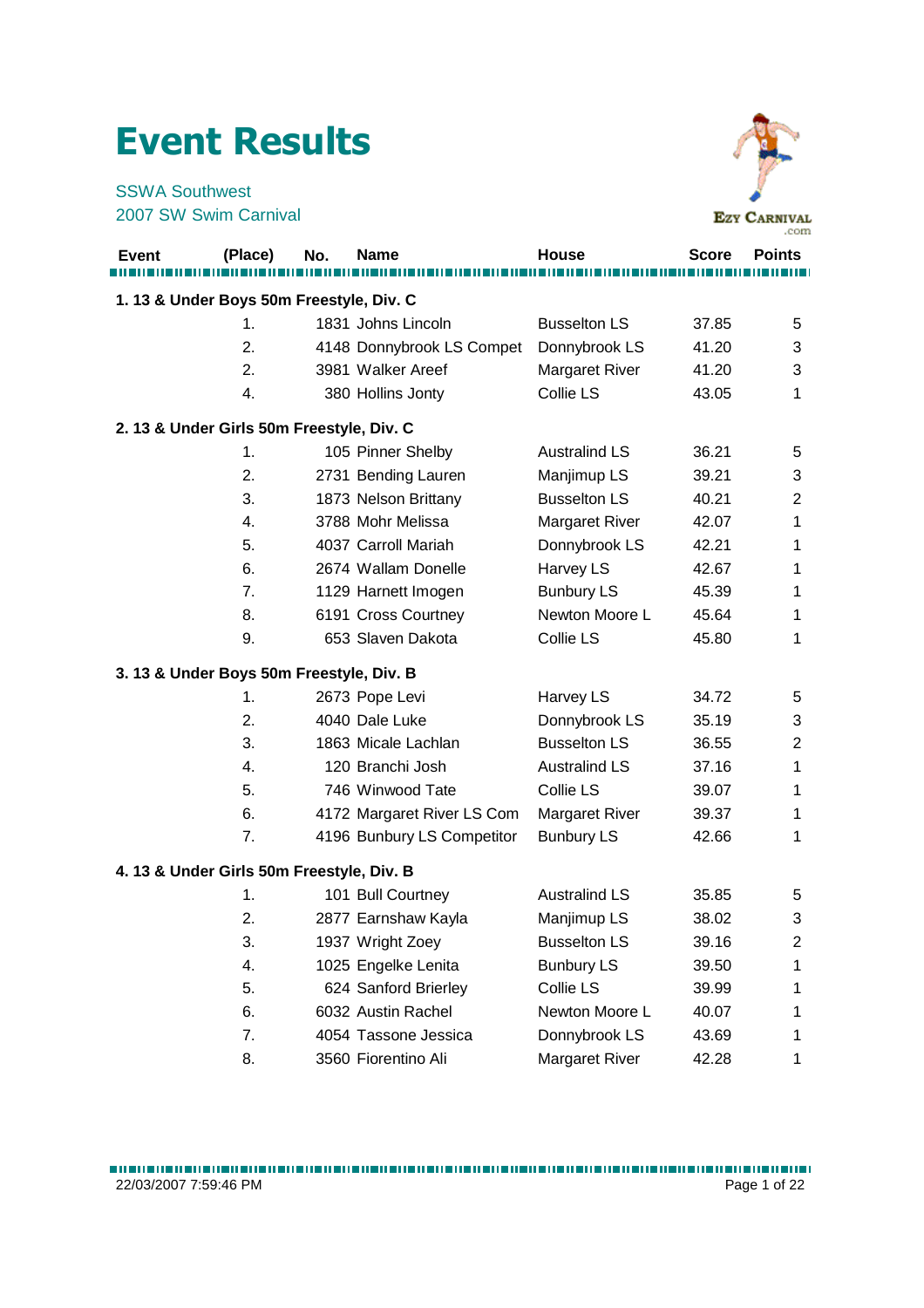# Event Results

SSWA Southwest
2007 SW Swim Carnival

| Event | (Place) | No. | Name | House | Score | Points |
|---|---|---|---|---|---|---|
| **1. 13 & Under Boys 50m Freestyle, Div. C** | | | | | | |
| | 1. | 1831 | Johns Lincoln | Busselton LS | 37.85 | 5 |
| | 2. | 4148 | Donnybrook LS Compet | Donnybrook LS | 41.20 | 3 |
| | 2. | 3981 | Walker Areef | Margaret River | 41.20 | 3 |
| | 4. | 380 | Hollins Jonty | Collie LS | 43.05 | 1 |
| **2. 13 & Under Girls 50m Freestyle, Div. C** | | | | | | |
| | 1. | 105 | Pinner Shelby | Australind LS | 36.21 | 5 |
| | 2. | 2731 | Bending Lauren | Manjimup LS | 39.21 | 3 |
| | 3. | 1873 | Nelson Brittany | Busselton LS | 40.21 | 2 |
| | 4. | 3788 | Mohr Melissa | Margaret River | 42.07 | 1 |
| | 5. | 4037 | Carroll Mariah | Donnybrook LS | 42.21 | 1 |
| | 6. | 2674 | Wallam Donelle | Harvey LS | 42.67 | 1 |
| | 7. | 1129 | Harnett Imogen | Bunbury LS | 45.39 | 1 |
| | 8. | 6191 | Cross Courtney | Newton Moore L | 45.64 | 1 |
| | 9. | 653 | Slaven Dakota | Collie LS | 45.80 | 1 |
| **3. 13 & Under Boys 50m Freestyle, Div. B** | | | | | | |
| | 1. | 2673 | Pope Levi | Harvey LS | 34.72 | 5 |
| | 2. | 4040 | Dale Luke | Donnybrook LS | 35.19 | 3 |
| | 3. | 1863 | Micale Lachlan | Busselton LS | 36.55 | 2 |
| | 4. | 120 | Branchi Josh | Australind LS | 37.16 | 1 |
| | 5. | 746 | Winwood Tate | Collie LS | 39.07 | 1 |
| | 6. | 4172 | Margaret River LS Com | Margaret River | 39.37 | 1 |
| | 7. | 4196 | Bunbury LS Competitor | Bunbury LS | 42.66 | 1 |
| **4. 13 & Under Girls 50m Freestyle, Div. B** | | | | | | |
| | 1. | 101 | Bull Courtney | Australind LS | 35.85 | 5 |
| | 2. | 2877 | Earnshaw Kayla | Manjimup LS | 38.02 | 3 |
| | 3. | 1937 | Wright Zoey | Busselton LS | 39.16 | 2 |
| | 4. | 1025 | Engelke Lenita | Bunbury LS | 39.50 | 1 |
| | 5. | 624 | Sanford Brierley | Collie LS | 39.99 | 1 |
| | 6. | 6032 | Austin Rachel | Newton Moore L | 40.07 | 1 |
| | 7. | 4054 | Tassone Jessica | Donnybrook LS | 43.69 | 1 |
| | 8. | 3560 | Fiorentino Ali | Margaret River | 42.28 | 1 |

22/03/2007 7:59:46 PM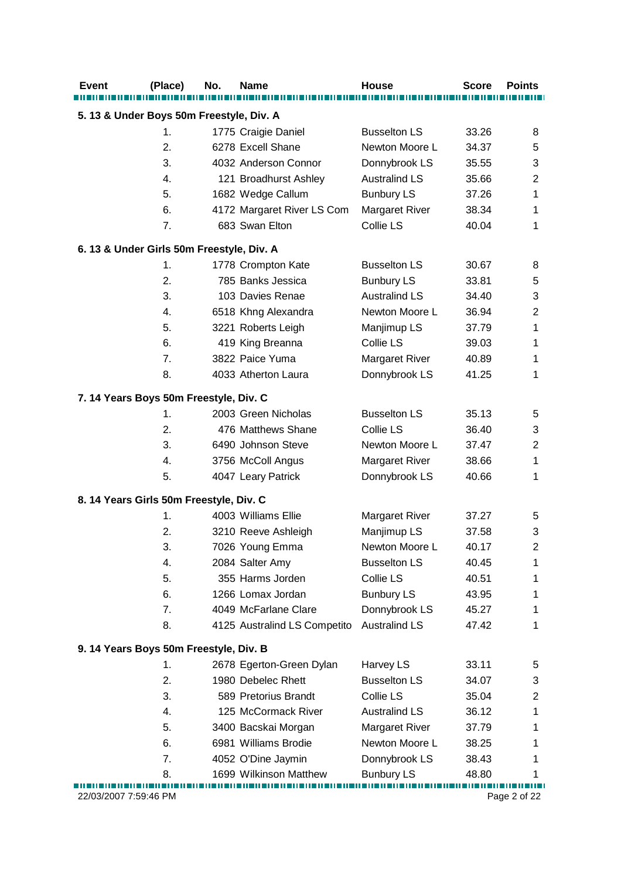| Event | (Place) | No. | Name | House | Score | Points |
|---|---|---|---|---|---|---|
| **5. 13 & Under Boys 50m Freestyle, Div. A** | | | | | | |
| | 1. | 1775 | Craigie Daniel | Busselton LS | 33.26 | 8 |
| | 2. | 6278 | Excell Shane | Newton Moore L | 34.37 | 5 |
| | 3. | 4032 | Anderson Connor | Donnybrook LS | 35.55 | 3 |
| | 4. | 121 | Broadhurst Ashley | Australind LS | 35.66 | 2 |
| | 5. | 1682 | Wedge Callum | Bunbury LS | 37.26 | 1 |
| | 6. | 4172 | Margaret River LS Com | Margaret River | 38.34 | 1 |
| | 7. | 683 | Swan Elton | Collie LS | 40.04 | 1 |
| **6. 13 & Under Girls 50m Freestyle, Div. A** | | | | | | |
| | 1. | 1778 | Crompton Kate | Busselton LS | 30.67 | 8 |
| | 2. | 785 | Banks Jessica | Bunbury LS | 33.81 | 5 |
| | 3. | 103 | Davies Renae | Australind LS | 34.40 | 3 |
| | 4. | 6518 | Khng Alexandra | Newton Moore L | 36.94 | 2 |
| | 5. | 3221 | Roberts Leigh | Manjimup LS | 37.79 | 1 |
| | 6. | 419 | King Breanna | Collie LS | 39.03 | 1 |
| | 7. | 3822 | Paice Yuma | Margaret River | 40.89 | 1 |
| | 8. | 4033 | Atherton Laura | Donnybrook LS | 41.25 | 1 |
| **7. 14 Years Boys 50m Freestyle, Div. C** | | | | | | |
| | 1. | 2003 | Green Nicholas | Busselton LS | 35.13 | 5 |
| | 2. | 476 | Matthews Shane | Collie LS | 36.40 | 3 |
| | 3. | 6490 | Johnson Steve | Newton Moore L | 37.47 | 2 |
| | 4. | 3756 | McColl Angus | Margaret River | 38.66 | 1 |
| | 5. | 4047 | Leary Patrick | Donnybrook LS | 40.66 | 1 |
| **8. 14 Years Girls 50m Freestyle, Div. C** | | | | | | |
| | 1. | 4003 | Williams Ellie | Margaret River | 37.27 | 5 |
| | 2. | 3210 | Reeve Ashleigh | Manjimup LS | 37.58 | 3 |
| | 3. | 7026 | Young Emma | Newton Moore L | 40.17 | 2 |
| | 4. | 2084 | Salter Amy | Busselton LS | 40.45 | 1 |
| | 5. | 355 | Harms Jorden | Collie LS | 40.51 | 1 |
| | 6. | 1266 | Lomax Jordan | Bunbury LS | 43.95 | 1 |
| | 7. | 4049 | McFarlane Clare | Donnybrook LS | 45.27 | 1 |
| | 8. | 4125 | Australind LS Competito | Australind LS | 47.42 | 1 |
| **9. 14 Years Boys 50m Freestyle, Div. B** | | | | | | |
| | 1. | 2678 | Egerton-Green Dylan | Harvey LS | 33.11 | 5 |
| | 2. | 1980 | Debelec Rhett | Busselton LS | 34.07 | 3 |
| | 3. | 589 | Pretorius Brandt | Collie LS | 35.04 | 2 |
| | 4. | 125 | McCormack River | Australind LS | 36.12 | 1 |
| | 5. | 3400 | Bacskai Morgan | Margaret River | 37.79 | 1 |
| | 6. | 6981 | Williams Brodie | Newton Moore L | 38.25 | 1 |
| | 7. | 4052 | O'Dine Jaymin | Donnybrook LS | 38.43 | 1 |
| | 8. | 1699 | Wilkinson Matthew | Bunbury LS | 48.80 | 1 |

22/03/2007 7:59:46 PM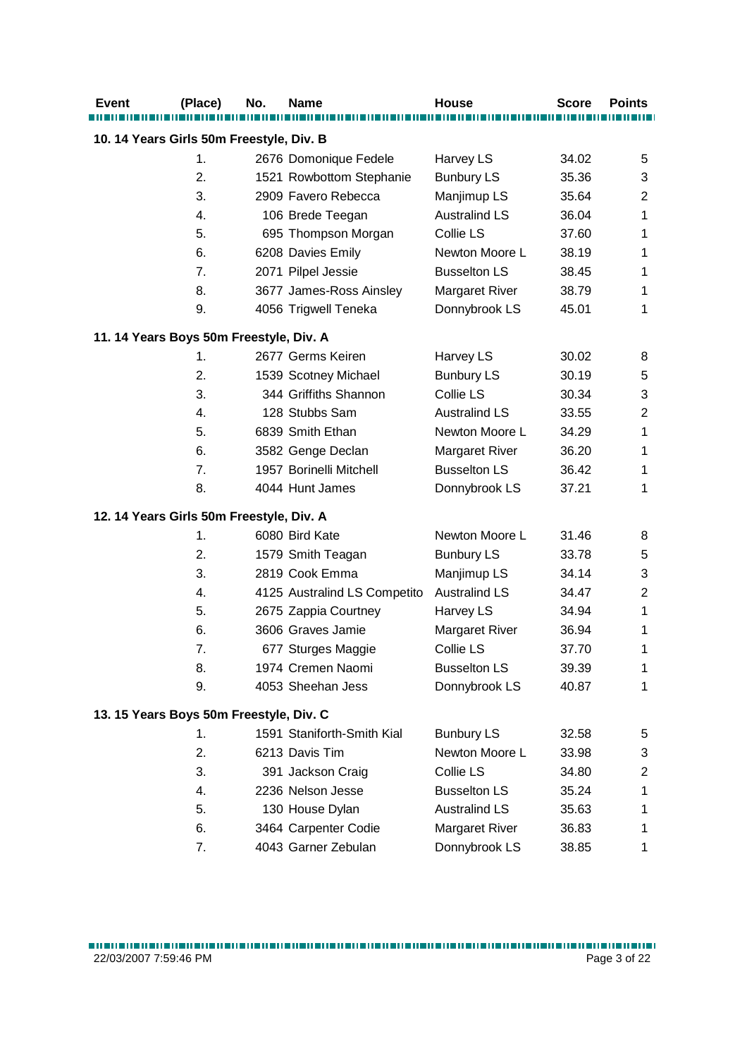| Event | (Place) | No. | Name | House | Score | Points |
|---|---|---|---|---|---|---|
| **10. 14 Years Girls 50m Freestyle, Div. B** | | | | | | |
| | 1. | 2676 | Domonique Fedele | Harvey LS | 34.02 | 5 |
| | 2. | 1521 | Rowbottom Stephanie | Bunbury LS | 35.36 | 3 |
| | 3. | 2909 | Favero Rebecca | Manjimup LS | 35.64 | 2 |
| | 4. | 106 | Brede Teegan | Australind LS | 36.04 | 1 |
| | 5. | 695 | Thompson Morgan | Collie LS | 37.60 | 1 |
| | 6. | 6208 | Davies Emily | Newton Moore L | 38.19 | 1 |
| | 7. | 2071 | Pilpel Jessie | Busselton LS | 38.45 | 1 |
| | 8. | 3677 | James-Ross Ainsley | Margaret River | 38.79 | 1 |
| | 9. | 4056 | Trigwell Teneka | Donnybrook LS | 45.01 | 1 |
| **11. 14 Years Boys 50m Freestyle, Div. A** | | | | | | |
| | 1. | 2677 | Germs Keiren | Harvey LS | 30.02 | 8 |
| | 2. | 1539 | Scotney Michael | Bunbury LS | 30.19 | 5 |
| | 3. | 344 | Griffiths Shannon | Collie LS | 30.34 | 3 |
| | 4. | 128 | Stubbs Sam | Australind LS | 33.55 | 2 |
| | 5. | 6839 | Smith Ethan | Newton Moore L | 34.29 | 1 |
| | 6. | 3582 | Genge Declan | Margaret River | 36.20 | 1 |
| | 7. | 1957 | Borinelli Mitchell | Busselton LS | 36.42 | 1 |
| | 8. | 4044 | Hunt James | Donnybrook LS | 37.21 | 1 |
| **12. 14 Years Girls 50m Freestyle, Div. A** | | | | | | |
| | 1. | 6080 | Bird Kate | Newton Moore L | 31.46 | 8 |
| | 2. | 1579 | Smith Teagan | Bunbury LS | 33.78 | 5 |
| | 3. | 2819 | Cook Emma | Manjimup LS | 34.14 | 3 |
| | 4. | 4125 | Australind LS Competito | Australind LS | 34.47 | 2 |
| | 5. | 2675 | Zappia Courtney | Harvey LS | 34.94 | 1 |
| | 6. | 3606 | Graves Jamie | Margaret River | 36.94 | 1 |
| | 7. | 677 | Sturges Maggie | Collie LS | 37.70 | 1 |
| | 8. | 1974 | Cremen Naomi | Busselton LS | 39.39 | 1 |
| | 9. | 4053 | Sheehan Jess | Donnybrook LS | 40.87 | 1 |
| **13. 15 Years Boys 50m Freestyle, Div. C** | | | | | | |
| | 1. | 1591 | Staniforth-Smith Kial | Bunbury LS | 32.58 | 5 |
| | 2. | 6213 | Davis Tim | Newton Moore L | 33.98 | 3 |
| | 3. | 391 | Jackson Craig | Collie LS | 34.80 | 2 |
| | 4. | 2236 | Nelson Jesse | Busselton LS | 35.24 | 1 |
| | 5. | 130 | House Dylan | Australind LS | 35.63 | 1 |
| | 6. | 3464 | Carpenter Codie | Margaret River | 36.83 | 1 |
| | 7. | 4043 | Garner Zebulan | Donnybrook LS | 38.85 | 1 |

22/03/2007 7:59:46 PM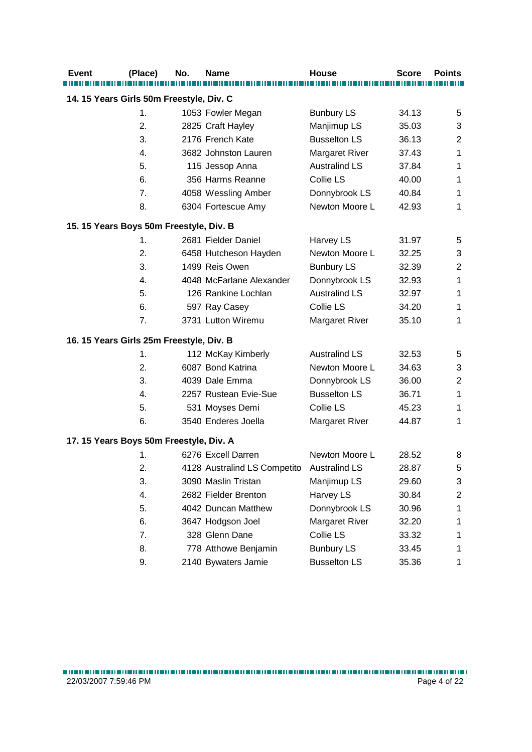| Event | (Place) | No. | Name | House | Score | Points |
|---|---|---|---|---|---|---|
| **14. 15 Years Girls 50m Freestyle, Div. C** | | | | | | |
| | 1. | 1053 | Fowler Megan | Bunbury LS | 34.13 | 5 |
| | 2. | 2825 | Craft Hayley | Manjimup LS | 35.03 | 3 |
| | 3. | 2176 | French Kate | Busselton LS | 36.13 | 2 |
| | 4. | 3682 | Johnston Lauren | Margaret River | 37.43 | 1 |
| | 5. | 115 | Jessop Anna | Australind LS | 37.84 | 1 |
| | 6. | 356 | Harms Reanne | Collie LS | 40.00 | 1 |
| | 7. | 4058 | Wessling Amber | Donnybrook LS | 40.84 | 1 |
| | 8. | 6304 | Fortescue Amy | Newton Moore L | 42.93 | 1 |
| **15. 15 Years Boys 50m Freestyle, Div. B** | | | | | | |
| | 1. | 2681 | Fielder Daniel | Harvey LS | 31.97 | 5 |
| | 2. | 6458 | Hutcheson Hayden | Newton Moore L | 32.25 | 3 |
| | 3. | 1499 | Reis Owen | Bunbury LS | 32.39 | 2 |
| | 4. | 4048 | McFarlane Alexander | Donnybrook LS | 32.93 | 1 |
| | 5. | 126 | Rankine Lochlan | Australind LS | 32.97 | 1 |
| | 6. | 597 | Ray Casey | Collie LS | 34.20 | 1 |
| | 7. | 3731 | Lutton Wiremu | Margaret River | 35.10 | 1 |
| **16. 15 Years Girls 25m Freestyle, Div. B** | | | | | | |
| | 1. | 112 | McKay Kimberly | Australind LS | 32.53 | 5 |
| | 2. | 6087 | Bond Katrina | Newton Moore L | 34.63 | 3 |
| | 3. | 4039 | Dale Emma | Donnybrook LS | 36.00 | 2 |
| | 4. | 2257 | Rustean Evie-Sue | Busselton LS | 36.71 | 1 |
| | 5. | 531 | Moyses Demi | Collie LS | 45.23 | 1 |
| | 6. | 3540 | Enderes Joella | Margaret River | 44.87 | 1 |
| **17. 15 Years Boys 50m Freestyle, Div. A** | | | | | | |
| | 1. | 6276 | Excell Darren | Newton Moore L | 28.52 | 8 |
| | 2. | 4128 | Australind LS Competito | Australind LS | 28.87 | 5 |
| | 3. | 3090 | Maslin Tristan | Manjimup LS | 29.60 | 3 |
| | 4. | 2682 | Fielder Brenton | Harvey LS | 30.84 | 2 |
| | 5. | 4042 | Duncan Matthew | Donnybrook LS | 30.96 | 1 |
| | 6. | 3647 | Hodgson Joel | Margaret River | 32.20 | 1 |
| | 7. | 328 | Glenn Dane | Collie LS | 33.32 | 1 |
| | 8. | 778 | Atthowe Benjamin | Bunbury LS | 33.45 | 1 |
| | 9. | 2140 | Bywaters Jamie | Busselton LS | 35.36 | 1 |

22/03/2007 7:59:46 PM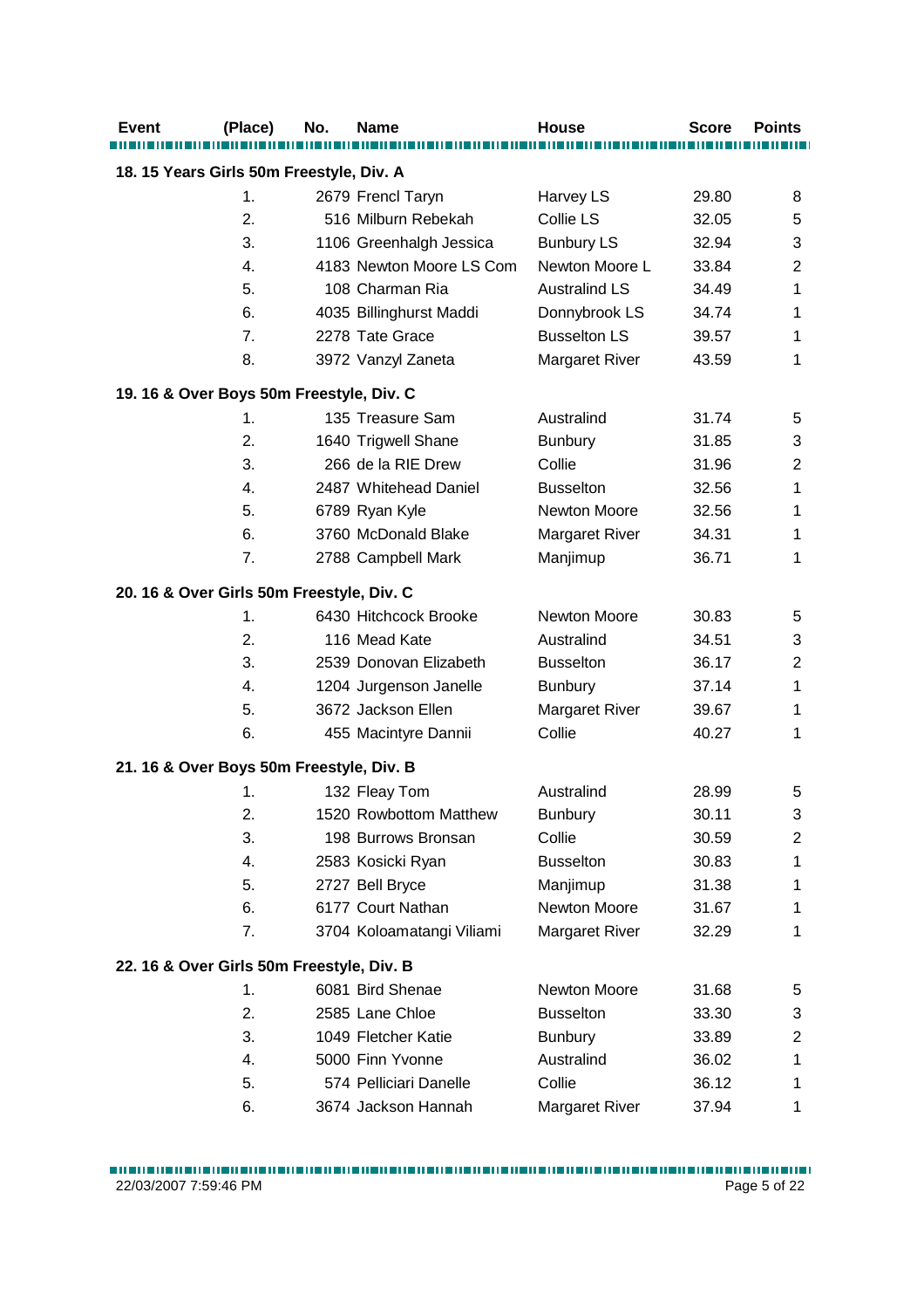| Event | (Place) | No. | Name | House | Score | Points |
|---|---|---|---|---|---|---|
| **18. 15 Years Girls 50m Freestyle, Div. A** | | | | | | |
| | 1. | 2679 | Frencl Taryn | Harvey LS | 29.80 | 8 |
| | 2. | 516 | Milburn Rebekah | Collie LS | 32.05 | 5 |
| | 3. | 1106 | Greenhalgh Jessica | Bunbury LS | 32.94 | 3 |
| | 4. | 4183 | Newton Moore LS Com | Newton Moore L | 33.84 | 2 |
| | 5. | 108 | Charman Ria | Australind LS | 34.49 | 1 |
| | 6. | 4035 | Billinghurst Maddi | Donnybrook LS | 34.74 | 1 |
| | 7. | 2278 | Tate Grace | Busselton LS | 39.57 | 1 |
| | 8. | 3972 | Vanzyl Zaneta | Margaret River | 43.59 | 1 |
| **19. 16 & Over Boys 50m Freestyle, Div. C** | | | | | | |
| | 1. | 135 | Treasure Sam | Australind | 31.74 | 5 |
| | 2. | 1640 | Trigwell Shane | Bunbury | 31.85 | 3 |
| | 3. | 266 | de la RIE Drew | Collie | 31.96 | 2 |
| | 4. | 2487 | Whitehead Daniel | Busselton | 32.56 | 1 |
| | 5. | 6789 | Ryan Kyle | Newton Moore | 32.56 | 1 |
| | 6. | 3760 | McDonald Blake | Margaret River | 34.31 | 1 |
| | 7. | 2788 | Campbell Mark | Manjimup | 36.71 | 1 |
| **20. 16 & Over Girls 50m Freestyle, Div. C** | | | | | | |
| | 1. | 6430 | Hitchcock Brooke | Newton Moore | 30.83 | 5 |
| | 2. | 116 | Mead Kate | Australind | 34.51 | 3 |
| | 3. | 2539 | Donovan Elizabeth | Busselton | 36.17 | 2 |
| | 4. | 1204 | Jurgenson Janelle | Bunbury | 37.14 | 1 |
| | 5. | 3672 | Jackson Ellen | Margaret River | 39.67 | 1 |
| | 6. | 455 | Macintyre Dannii | Collie | 40.27 | 1 |
| **21. 16 & Over Boys 50m Freestyle, Div. B** | | | | | | |
| | 1. | 132 | Fleay Tom | Australind | 28.99 | 5 |
| | 2. | 1520 | Rowbottom Matthew | Bunbury | 30.11 | 3 |
| | 3. | 198 | Burrows Bronsan | Collie | 30.59 | 2 |
| | 4. | 2583 | Kosicki Ryan | Busselton | 30.83 | 1 |
| | 5. | 2727 | Bell Bryce | Manjimup | 31.38 | 1 |
| | 6. | 6177 | Court Nathan | Newton Moore | 31.67 | 1 |
| | 7. | 3704 | Koloamatangi Viliami | Margaret River | 32.29 | 1 |
| **22. 16 & Over Girls 50m Freestyle, Div. B** | | | | | | |
| | 1. | 6081 | Bird Shenae | Newton Moore | 31.68 | 5 |
| | 2. | 2585 | Lane Chloe | Busselton | 33.30 | 3 |
| | 3. | 1049 | Fletcher Katie | Bunbury | 33.89 | 2 |
| | 4. | 5000 | Finn Yvonne | Australind | 36.02 | 1 |
| | 5. | 574 | Pelliciari Danelle | Collie | 36.12 | 1 |
| | 6. | 3674 | Jackson Hannah | Margaret River | 37.94 | 1 |

22/03/2007 7:59:46 PM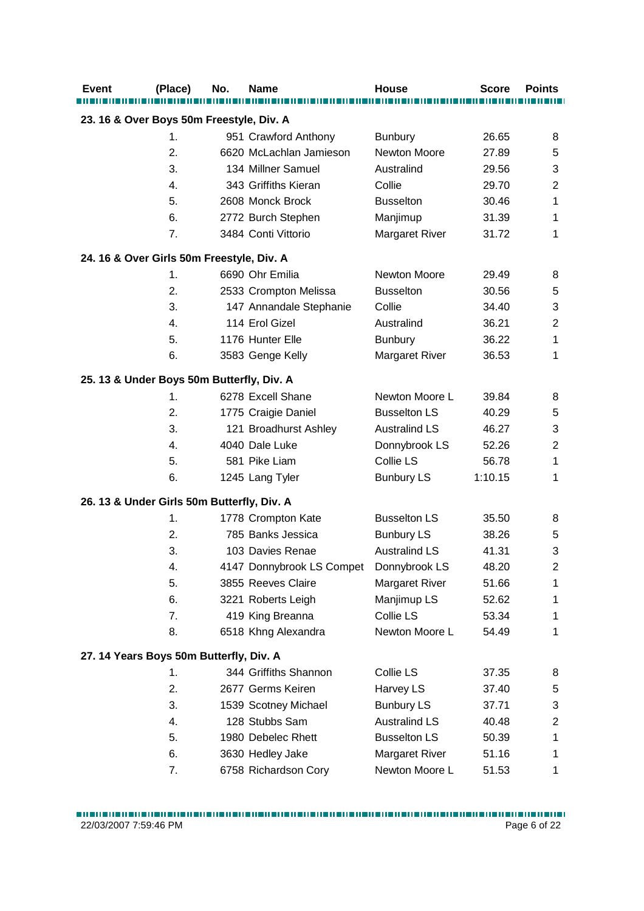| Event | (Place) | No. | Name | House | Score | Points |
|---|---|---|---|---|---|---|
| **23. 16 & Over Boys 50m Freestyle, Div. A** | | | | | | |
| | 1. | 951 | Crawford Anthony | Bunbury | 26.65 | 8 |
| | 2. | 6620 | McLachlan Jamieson | Newton Moore | 27.89 | 5 |
| | 3. | 134 | Millner Samuel | Australind | 29.56 | 3 |
| | 4. | 343 | Griffiths Kieran | Collie | 29.70 | 2 |
| | 5. | 2608 | Monck Brock | Busselton | 30.46 | 1 |
| | 6. | 2772 | Burch Stephen | Manjimup | 31.39 | 1 |
| | 7. | 3484 | Conti Vittorio | Margaret River | 31.72 | 1 |
| **24. 16 & Over Girls 50m Freestyle, Div. A** | | | | | | |
| | 1. | 6690 | Ohr Emilia | Newton Moore | 29.49 | 8 |
| | 2. | 2533 | Crompton Melissa | Busselton | 30.56 | 5 |
| | 3. | 147 | Annandale Stephanie | Collie | 34.40 | 3 |
| | 4. | 114 | Erol Gizel | Australind | 36.21 | 2 |
| | 5. | 1176 | Hunter Elle | Bunbury | 36.22 | 1 |
| | 6. | 3583 | Genge Kelly | Margaret River | 36.53 | 1 |
| **25. 13 & Under Boys 50m Butterfly, Div. A** | | | | | | |
| | 1. | 6278 | Excell Shane | Newton Moore L | 39.84 | 8 |
| | 2. | 1775 | Craigie Daniel | Busselton LS | 40.29 | 5 |
| | 3. | 121 | Broadhurst Ashley | Australind LS | 46.27 | 3 |
| | 4. | 4040 | Dale Luke | Donnybrook LS | 52.26 | 2 |
| | 5. | 581 | Pike Liam | Collie LS | 56.78 | 1 |
| | 6. | 1245 | Lang Tyler | Bunbury LS | 1:10.15 | 1 |
| **26. 13 & Under Girls 50m Butterfly, Div. A** | | | | | | |
| | 1. | 1778 | Crompton Kate | Busselton LS | 35.50 | 8 |
| | 2. | 785 | Banks Jessica | Bunbury LS | 38.26 | 5 |
| | 3. | 103 | Davies Renae | Australind LS | 41.31 | 3 |
| | 4. | 4147 | Donnybrook LS Compet | Donnybrook LS | 48.20 | 2 |
| | 5. | 3855 | Reeves Claire | Margaret River | 51.66 | 1 |
| | 6. | 3221 | Roberts Leigh | Manjimup LS | 52.62 | 1 |
| | 7. | 419 | King Breanna | Collie LS | 53.34 | 1 |
| | 8. | 6518 | Khng Alexandra | Newton Moore L | 54.49 | 1 |
| **27. 14 Years Boys 50m Butterfly, Div. A** | | | | | | |
| | 1. | 344 | Griffiths Shannon | Collie LS | 37.35 | 8 |
| | 2. | 2677 | Germs Keiren | Harvey LS | 37.40 | 5 |
| | 3. | 1539 | Scotney Michael | Bunbury LS | 37.71 | 3 |
| | 4. | 128 | Stubbs Sam | Australind LS | 40.48 | 2 |
| | 5. | 1980 | Debelec Rhett | Busselton LS | 50.39 | 1 |
| | 6. | 3630 | Hedley Jake | Margaret River | 51.16 | 1 |
| | 7. | 6758 | Richardson Cory | Newton Moore L | 51.53 | 1 |

22/03/2007 7:59:46 PM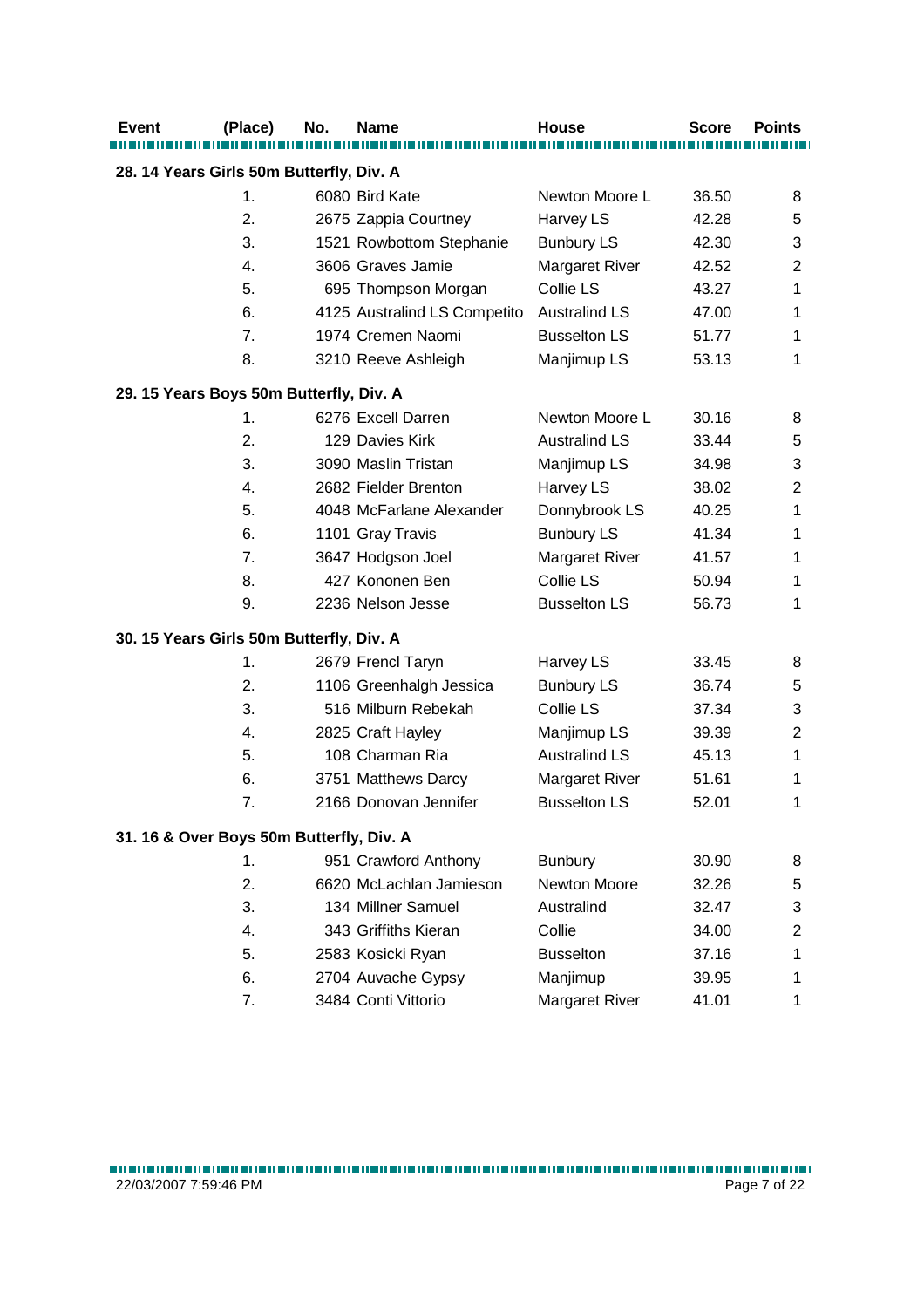| Event | (Place) | No. | Name | House | Score | Points |
|---|---|---|---|---|---|---|
| **28. 14 Years Girls 50m Butterfly, Div. A** | | | | | | |
| | 1. | 6080 | Bird Kate | Newton Moore L | 36.50 | 8 |
| | 2. | 2675 | Zappia Courtney | Harvey LS | 42.28 | 5 |
| | 3. | 1521 | Rowbottom Stephanie | Bunbury LS | 42.30 | 3 |
| | 4. | 3606 | Graves Jamie | Margaret River | 42.52 | 2 |
| | 5. | 695 | Thompson Morgan | Collie LS | 43.27 | 1 |
| | 6. | 4125 | Australind LS Competito | Australind LS | 47.00 | 1 |
| | 7. | 1974 | Cremen Naomi | Busselton LS | 51.77 | 1 |
| | 8. | 3210 | Reeve Ashleigh | Manjimup LS | 53.13 | 1 |
| **29. 15 Years Boys 50m Butterfly, Div. A** | | | | | | |
| | 1. | 6276 | Excell Darren | Newton Moore L | 30.16 | 8 |
| | 2. | 129 | Davies Kirk | Australind LS | 33.44 | 5 |
| | 3. | 3090 | Maslin Tristan | Manjimup LS | 34.98 | 3 |
| | 4. | 2682 | Fielder Brenton | Harvey LS | 38.02 | 2 |
| | 5. | 4048 | McFarlane Alexander | Donnybrook LS | 40.25 | 1 |
| | 6. | 1101 | Gray Travis | Bunbury LS | 41.34 | 1 |
| | 7. | 3647 | Hodgson Joel | Margaret River | 41.57 | 1 |
| | 8. | 427 | Kononen Ben | Collie LS | 50.94 | 1 |
| | 9. | 2236 | Nelson Jesse | Busselton LS | 56.73 | 1 |
| **30. 15 Years Girls 50m Butterfly, Div. A** | | | | | | |
| | 1. | 2679 | Frencl Taryn | Harvey LS | 33.45 | 8 |
| | 2. | 1106 | Greenhalgh Jessica | Bunbury LS | 36.74 | 5 |
| | 3. | 516 | Milburn Rebekah | Collie LS | 37.34 | 3 |
| | 4. | 2825 | Craft Hayley | Manjimup LS | 39.39 | 2 |
| | 5. | 108 | Charman Ria | Australind LS | 45.13 | 1 |
| | 6. | 3751 | Matthews Darcy | Margaret River | 51.61 | 1 |
| | 7. | 2166 | Donovan Jennifer | Busselton LS | 52.01 | 1 |
| **31. 16 & Over Boys 50m Butterfly, Div. A** | | | | | | |
| | 1. | 951 | Crawford Anthony | Bunbury | 30.90 | 8 |
| | 2. | 6620 | McLachlan Jamieson | Newton Moore | 32.26 | 5 |
| | 3. | 134 | Millner Samuel | Australind | 32.47 | 3 |
| | 4. | 343 | Griffiths Kieran | Collie | 34.00 | 2 |
| | 5. | 2583 | Kosicki Ryan | Busselton | 37.16 | 1 |
| | 6. | 2704 | Auvache Gypsy | Manjimup | 39.95 | 1 |
| | 7. | 3484 | Conti Vittorio | Margaret River | 41.01 | 1 |

22/03/2007 7:59:46 PM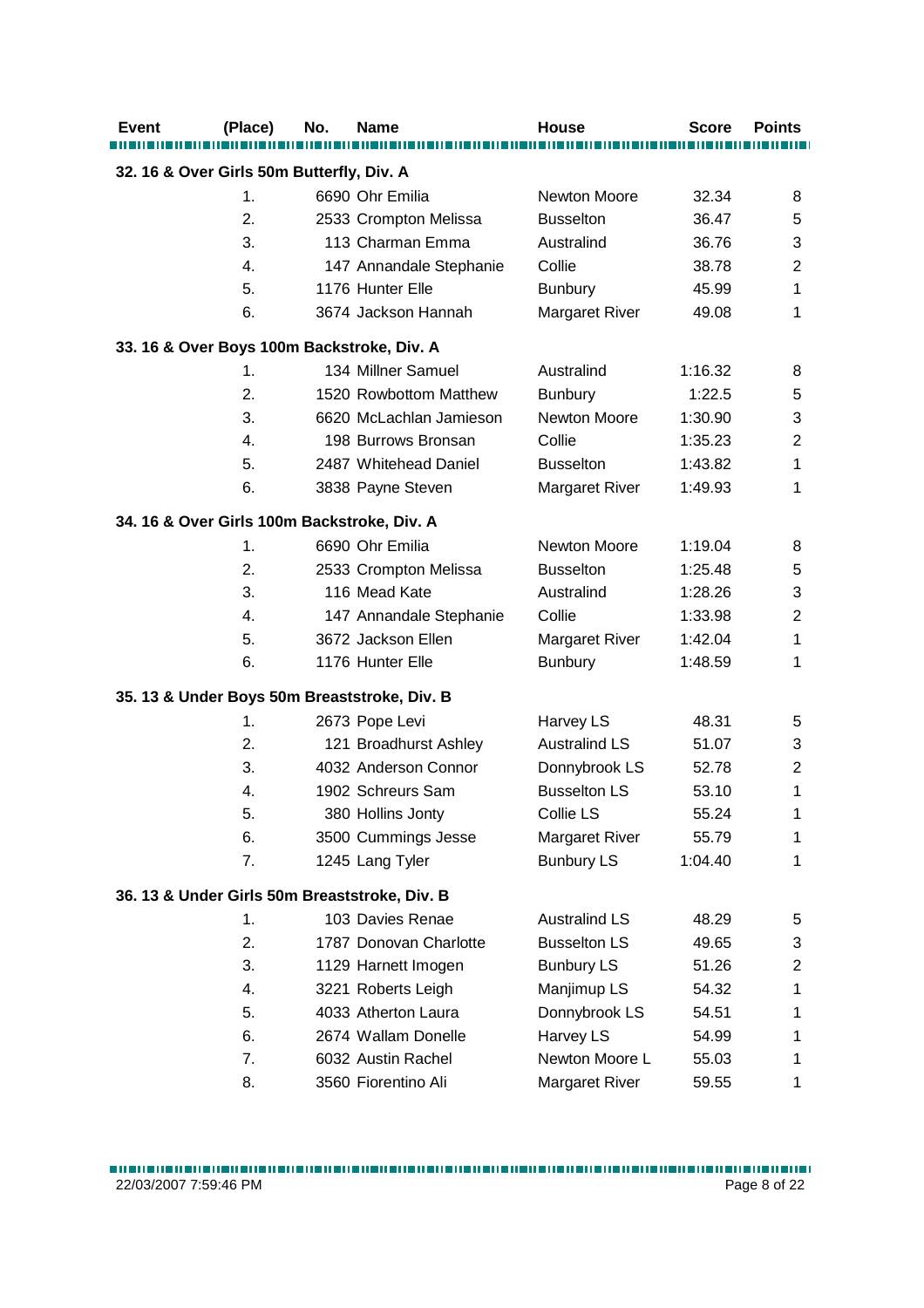| Event | (Place) | No. | Name | House | Score | Points |
|---|---|---|---|---|---|---|
| **32. 16 & Over Girls 50m Butterfly, Div. A** | | | | | | |
| | 1. | 6690 | Ohr Emilia | Newton Moore | 32.34 | 8 |
| | 2. | 2533 | Crompton Melissa | Busselton | 36.47 | 5 |
| | 3. | 113 | Charman Emma | Australind | 36.76 | 3 |
| | 4. | 147 | Annandale Stephanie | Collie | 38.78 | 2 |
| | 5. | 1176 | Hunter Elle | Bunbury | 45.99 | 1 |
| | 6. | 3674 | Jackson Hannah | Margaret River | 49.08 | 1 |
| **33. 16 & Over Boys 100m Backstroke, Div. A** | | | | | | |
| | 1. | 134 | Millner Samuel | Australind | 1:16.32 | 8 |
| | 2. | 1520 | Rowbottom Matthew | Bunbury | 1:22.5 | 5 |
| | 3. | 6620 | McLachlan Jamieson | Newton Moore | 1:30.90 | 3 |
| | 4. | 198 | Burrows Bronsan | Collie | 1:35.23 | 2 |
| | 5. | 2487 | Whitehead Daniel | Busselton | 1:43.82 | 1 |
| | 6. | 3838 | Payne Steven | Margaret River | 1:49.93 | 1 |
| **34. 16 & Over Girls 100m Backstroke, Div. A** | | | | | | |
| | 1. | 6690 | Ohr Emilia | Newton Moore | 1:19.04 | 8 |
| | 2. | 2533 | Crompton Melissa | Busselton | 1:25.48 | 5 |
| | 3. | 116 | Mead Kate | Australind | 1:28.26 | 3 |
| | 4. | 147 | Annandale Stephanie | Collie | 1:33.98 | 2 |
| | 5. | 3672 | Jackson Ellen | Margaret River | 1:42.04 | 1 |
| | 6. | 1176 | Hunter Elle | Bunbury | 1:48.59 | 1 |
| **35. 13 & Under Boys 50m Breaststroke, Div. B** | | | | | | |
| | 1. | 2673 | Pope Levi | Harvey LS | 48.31 | 5 |
| | 2. | 121 | Broadhurst Ashley | Australind LS | 51.07 | 3 |
| | 3. | 4032 | Anderson Connor | Donnybrook LS | 52.78 | 2 |
| | 4. | 1902 | Schreurs Sam | Busselton LS | 53.10 | 1 |
| | 5. | 380 | Hollins Jonty | Collie LS | 55.24 | 1 |
| | 6. | 3500 | Cummings Jesse | Margaret River | 55.79 | 1 |
| | 7. | 1245 | Lang Tyler | Bunbury LS | 1:04.40 | 1 |
| **36. 13 & Under Girls 50m Breaststroke, Div. B** | | | | | | |
| | 1. | 103 | Davies Renae | Australind LS | 48.29 | 5 |
| | 2. | 1787 | Donovan Charlotte | Busselton LS | 49.65 | 3 |
| | 3. | 1129 | Harnett Imogen | Bunbury LS | 51.26 | 2 |
| | 4. | 3221 | Roberts Leigh | Manjimup LS | 54.32 | 1 |
| | 5. | 4033 | Atherton Laura | Donnybrook LS | 54.51 | 1 |
| | 6. | 2674 | Wallam Donelle | Harvey LS | 54.99 | 1 |
| | 7. | 6032 | Austin Rachel | Newton Moore L | 55.03 | 1 |
| | 8. | 3560 | Fiorentino Ali | Margaret River | 59.55 | 1 |

22/03/2007 7:59:46 PM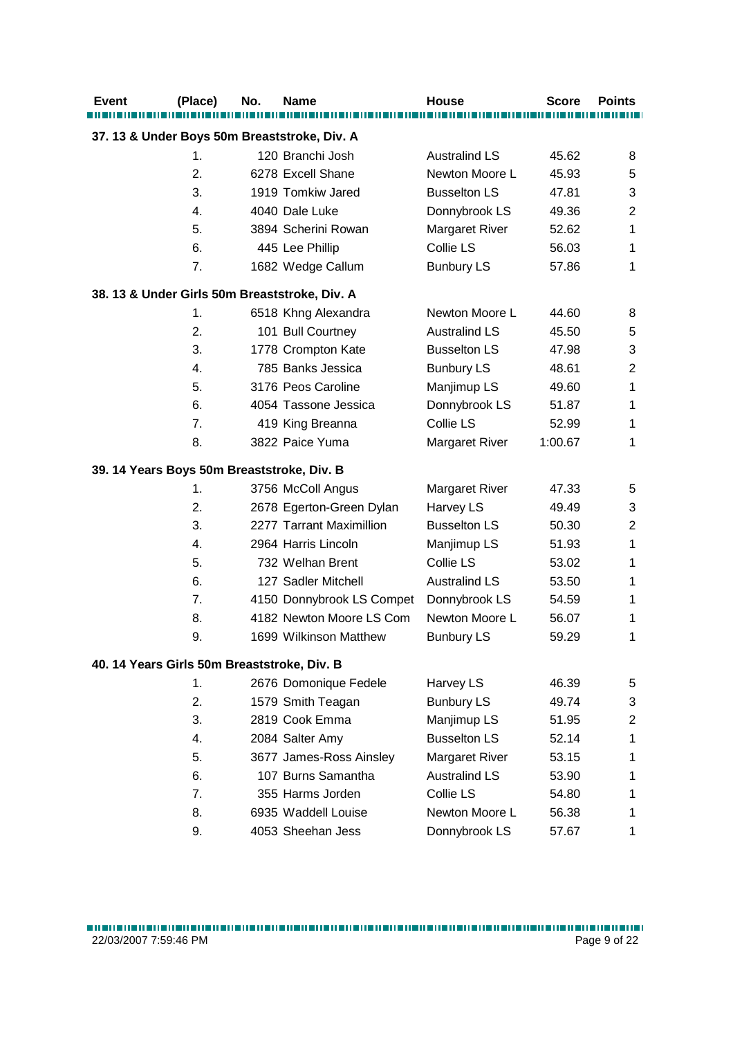| Event | (Place) | No. | Name | House | Score | Points |
|---|---|---|---|---|---|---|
| **37. 13 & Under Boys 50m Breaststroke, Div. A** | | | | | | |
| | 1. | 120 | Branchi Josh | Australind LS | 45.62 | 8 |
| | 2. | 6278 | Excell Shane | Newton Moore L | 45.93 | 5 |
| | 3. | 1919 | Tomkiw Jared | Busselton LS | 47.81 | 3 |
| | 4. | 4040 | Dale Luke | Donnybrook LS | 49.36 | 2 |
| | 5. | 3894 | Scherini Rowan | Margaret River | 52.62 | 1 |
| | 6. | 445 | Lee Phillip | Collie LS | 56.03 | 1 |
| | 7. | 1682 | Wedge Callum | Bunbury LS | 57.86 | 1 |
| **38. 13 & Under Girls 50m Breaststroke, Div. A** | | | | | | |
| | 1. | 6518 | Khng Alexandra | Newton Moore L | 44.60 | 8 |
| | 2. | 101 | Bull Courtney | Australind LS | 45.50 | 5 |
| | 3. | 1778 | Crompton Kate | Busselton LS | 47.98 | 3 |
| | 4. | 785 | Banks Jessica | Bunbury LS | 48.61 | 2 |
| | 5. | 3176 | Peos Caroline | Manjimup LS | 49.60 | 1 |
| | 6. | 4054 | Tassone Jessica | Donnybrook LS | 51.87 | 1 |
| | 7. | 419 | King Breanna | Collie LS | 52.99 | 1 |
| | 8. | 3822 | Paice Yuma | Margaret River | 1:00.67 | 1 |
| **39. 14 Years Boys 50m Breaststroke, Div. B** | | | | | | |
| | 1. | 3756 | McColl Angus | Margaret River | 47.33 | 5 |
| | 2. | 2678 | Egerton-Green Dylan | Harvey LS | 49.49 | 3 |
| | 3. | 2277 | Tarrant Maximillion | Busselton LS | 50.30 | 2 |
| | 4. | 2964 | Harris Lincoln | Manjimup LS | 51.93 | 1 |
| | 5. | 732 | Welhan Brent | Collie LS | 53.02 | 1 |
| | 6. | 127 | Sadler Mitchell | Australind LS | 53.50 | 1 |
| | 7. | 4150 | Donnybrook LS Compet | Donnybrook LS | 54.59 | 1 |
| | 8. | 4182 | Newton Moore LS Com | Newton Moore L | 56.07 | 1 |
| | 9. | 1699 | Wilkinson Matthew | Bunbury LS | 59.29 | 1 |
| **40. 14 Years Girls 50m Breaststroke, Div. B** | | | | | | |
| | 1. | 2676 | Domonique Fedele | Harvey LS | 46.39 | 5 |
| | 2. | 1579 | Smith Teagan | Bunbury LS | 49.74 | 3 |
| | 3. | 2819 | Cook Emma | Manjimup LS | 51.95 | 2 |
| | 4. | 2084 | Salter Amy | Busselton LS | 52.14 | 1 |
| | 5. | 3677 | James-Ross Ainsley | Margaret River | 53.15 | 1 |
| | 6. | 107 | Burns Samantha | Australind LS | 53.90 | 1 |
| | 7. | 355 | Harms Jorden | Collie LS | 54.80 | 1 |
| | 8. | 6935 | Waddell Louise | Newton Moore L | 56.38 | 1 |
| | 9. | 4053 | Sheehan Jess | Donnybrook LS | 57.67 | 1 |

22/03/2007 7:59:46 PM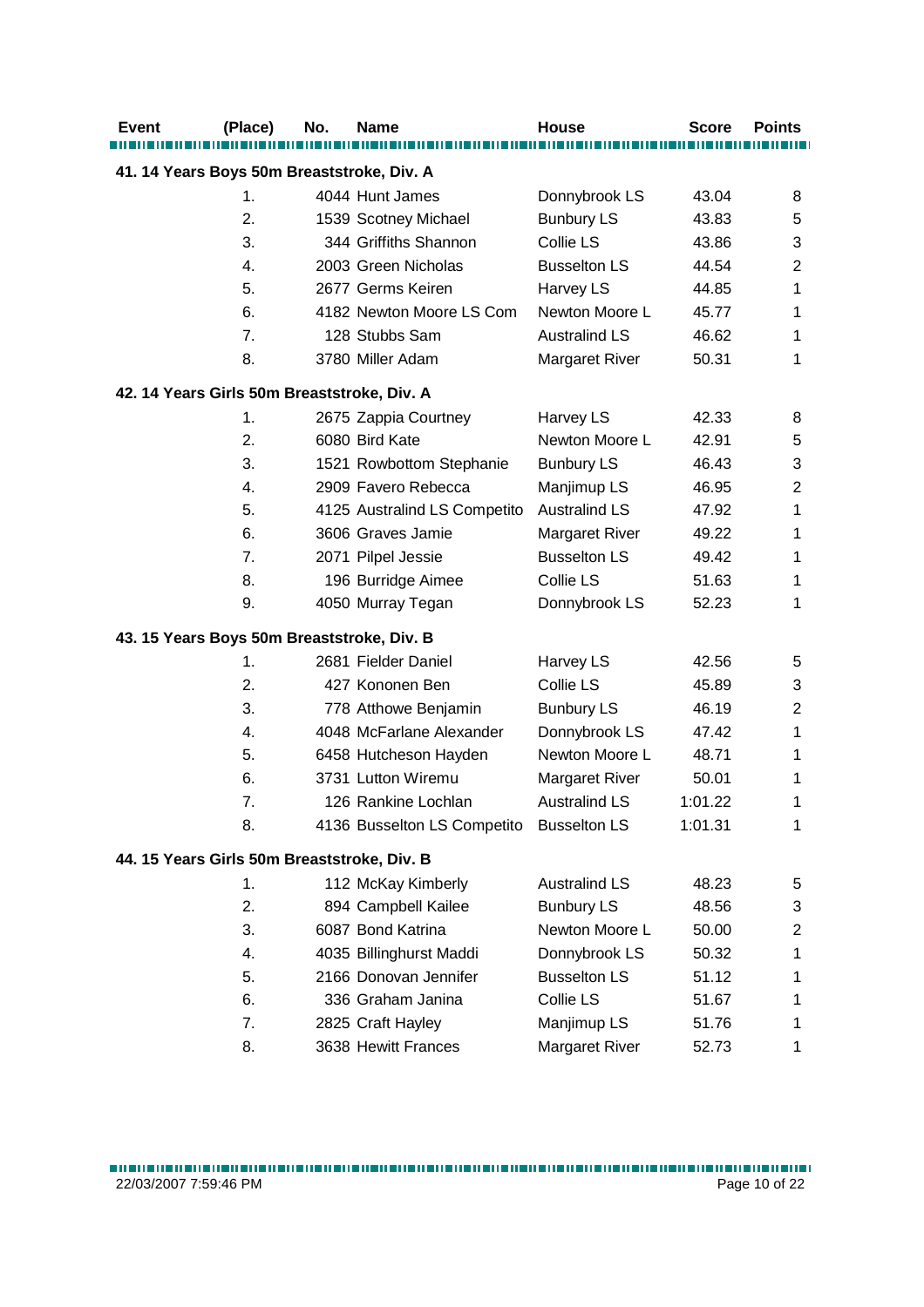| Event | (Place) | No. | Name | House | Score | Points |
|---|---|---|---|---|---|---|
| **41. 14 Years Boys 50m Breaststroke, Div. A** | | | | | | |
| | 1. | 4044 | Hunt James | Donnybrook LS | 43.04 | 8 |
| | 2. | 1539 | Scotney Michael | Bunbury LS | 43.83 | 5 |
| | 3. | 344 | Griffiths Shannon | Collie LS | 43.86 | 3 |
| | 4. | 2003 | Green Nicholas | Busselton LS | 44.54 | 2 |
| | 5. | 2677 | Germs Keiren | Harvey LS | 44.85 | 1 |
| | 6. | 4182 | Newton Moore LS Com | Newton Moore L | 45.77 | 1 |
| | 7. | 128 | Stubbs Sam | Australind LS | 46.62 | 1 |
| | 8. | 3780 | Miller Adam | Margaret River | 50.31 | 1 |
| **42. 14 Years Girls 50m Breaststroke, Div. A** | | | | | | |
| | 1. | 2675 | Zappia Courtney | Harvey LS | 42.33 | 8 |
| | 2. | 6080 | Bird Kate | Newton Moore L | 42.91 | 5 |
| | 3. | 1521 | Rowbottom Stephanie | Bunbury LS | 46.43 | 3 |
| | 4. | 2909 | Favero Rebecca | Manjimup LS | 46.95 | 2 |
| | 5. | 4125 | Australind LS Competito | Australind LS | 47.92 | 1 |
| | 6. | 3606 | Graves Jamie | Margaret River | 49.22 | 1 |
| | 7. | 2071 | Pilpel Jessie | Busselton LS | 49.42 | 1 |
| | 8. | 196 | Burridge Aimee | Collie LS | 51.63 | 1 |
| | 9. | 4050 | Murray Tegan | Donnybrook LS | 52.23 | 1 |
| **43. 15 Years Boys 50m Breaststroke, Div. B** | | | | | | |
| | 1. | 2681 | Fielder Daniel | Harvey LS | 42.56 | 5 |
| | 2. | 427 | Kononen Ben | Collie LS | 45.89 | 3 |
| | 3. | 778 | Atthowe Benjamin | Bunbury LS | 46.19 | 2 |
| | 4. | 4048 | McFarlane Alexander | Donnybrook LS | 47.42 | 1 |
| | 5. | 6458 | Hutcheson Hayden | Newton Moore L | 48.71 | 1 |
| | 6. | 3731 | Lutton Wiremu | Margaret River | 50.01 | 1 |
| | 7. | 126 | Rankine Lochlan | Australind LS | 1:01.22 | 1 |
| | 8. | 4136 | Busselton LS Competito | Busselton LS | 1:01.31 | 1 |
| **44. 15 Years Girls 50m Breaststroke, Div. B** | | | | | | |
| | 1. | 112 | McKay Kimberly | Australind LS | 48.23 | 5 |
| | 2. | 894 | Campbell Kailee | Bunbury LS | 48.56 | 3 |
| | 3. | 6087 | Bond Katrina | Newton Moore L | 50.00 | 2 |
| | 4. | 4035 | Billinghurst Maddi | Donnybrook LS | 50.32 | 1 |
| | 5. | 2166 | Donovan Jennifer | Busselton LS | 51.12 | 1 |
| | 6. | 336 | Graham Janina | Collie LS | 51.67 | 1 |
| | 7. | 2825 | Craft Hayley | Manjimup LS | 51.76 | 1 |
| | 8. | 3638 | Hewitt Frances | Margaret River | 52.73 | 1 |

22/03/2007 7:59:46 PM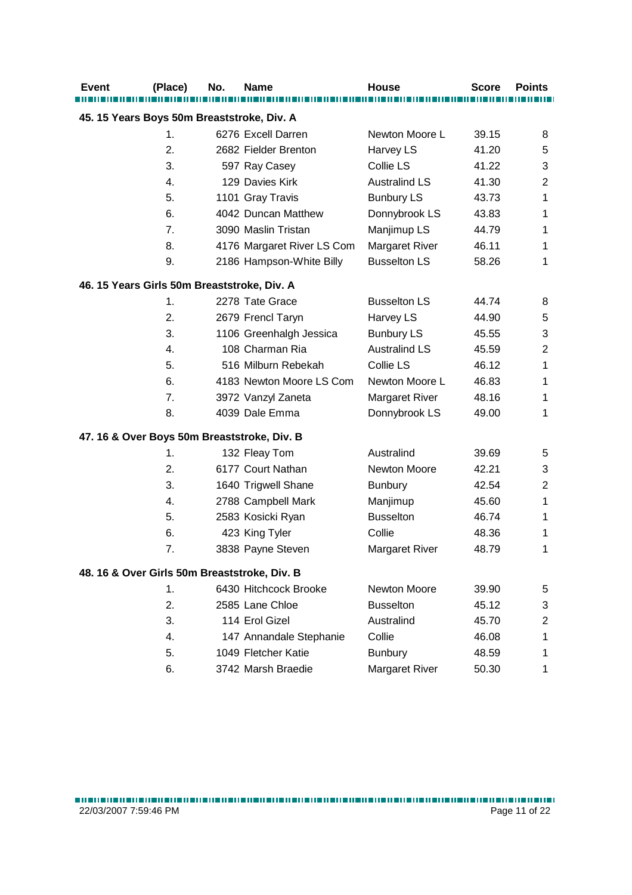| Event | (Place) | No. | Name | House | Score | Points |
|---|---|---|---|---|---|---|
| **45. 15 Years Boys 50m Breaststroke, Div. A** | | | | | | |
| | 1. | 6276 | Excell Darren | Newton Moore L | 39.15 | 8 |
| | 2. | 2682 | Fielder Brenton | Harvey LS | 41.20 | 5 |
| | 3. | 597 | Ray Casey | Collie LS | 41.22 | 3 |
| | 4. | 129 | Davies Kirk | Australind LS | 41.30 | 2 |
| | 5. | 1101 | Gray Travis | Bunbury LS | 43.73 | 1 |
| | 6. | 4042 | Duncan Matthew | Donnybrook LS | 43.83 | 1 |
| | 7. | 3090 | Maslin Tristan | Manjimup LS | 44.79 | 1 |
| | 8. | 4176 | Margaret River LS Com | Margaret River | 46.11 | 1 |
| | 9. | 2186 | Hampson-White Billy | Busselton LS | 58.26 | 1 |
| **46. 15 Years Girls 50m Breaststroke, Div. A** | | | | | | |
| | 1. | 2278 | Tate Grace | Busselton LS | 44.74 | 8 |
| | 2. | 2679 | Frencl Taryn | Harvey LS | 44.90 | 5 |
| | 3. | 1106 | Greenhalgh Jessica | Bunbury LS | 45.55 | 3 |
| | 4. | 108 | Charman Ria | Australind LS | 45.59 | 2 |
| | 5. | 516 | Milburn Rebekah | Collie LS | 46.12 | 1 |
| | 6. | 4183 | Newton Moore LS Com | Newton Moore L | 46.83 | 1 |
| | 7. | 3972 | Vanzyl Zaneta | Margaret River | 48.16 | 1 |
| | 8. | 4039 | Dale Emma | Donnybrook LS | 49.00 | 1 |
| **47. 16 & Over Boys 50m Breaststroke, Div. B** | | | | | | |
| | 1. | 132 | Fleay Tom | Australind | 39.69 | 5 |
| | 2. | 6177 | Court Nathan | Newton Moore | 42.21 | 3 |
| | 3. | 1640 | Trigwell Shane | Bunbury | 42.54 | 2 |
| | 4. | 2788 | Campbell Mark | Manjimup | 45.60 | 1 |
| | 5. | 2583 | Kosicki Ryan | Busselton | 46.74 | 1 |
| | 6. | 423 | King Tyler | Collie | 48.36 | 1 |
| | 7. | 3838 | Payne Steven | Margaret River | 48.79 | 1 |
| **48. 16 & Over Girls 50m Breaststroke, Div. B** | | | | | | |
| | 1. | 6430 | Hitchcock Brooke | Newton Moore | 39.90 | 5 |
| | 2. | 2585 | Lane Chloe | Busselton | 45.12 | 3 |
| | 3. | 114 | Erol Gizel | Australind | 45.70 | 2 |
| | 4. | 147 | Annandale Stephanie | Collie | 46.08 | 1 |
| | 5. | 1049 | Fletcher Katie | Bunbury | 48.59 | 1 |
| | 6. | 3742 | Marsh Braedie | Margaret River | 50.30 | 1 |

22/03/2007 7:59:46 PM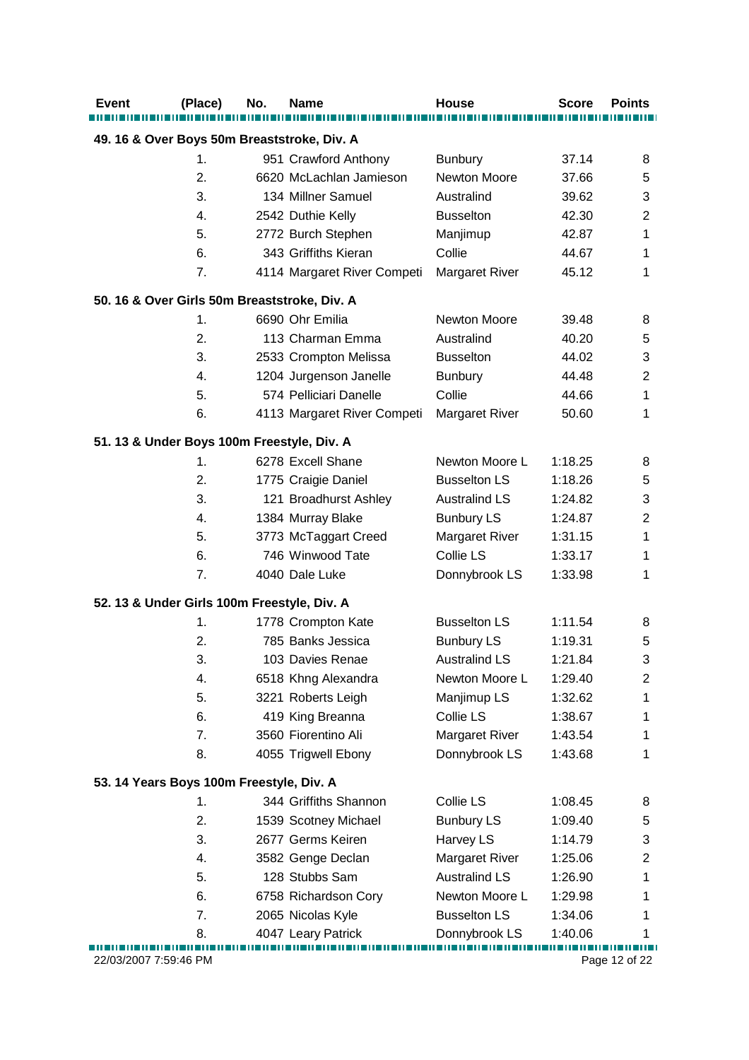| Event | (Place) | No. | Name | House | Score | Points |
|---|---|---|---|---|---|---|
| **49. 16 & Over Boys 50m Breaststroke, Div. A** | | | | | | |
| | 1. | 951 | Crawford Anthony | Bunbury | 37.14 | 8 |
| | 2. | 6620 | McLachlan Jamieson | Newton Moore | 37.66 | 5 |
| | 3. | 134 | Millner Samuel | Australind | 39.62 | 3 |
| | 4. | 2542 | Duthie Kelly | Busselton | 42.30 | 2 |
| | 5. | 2772 | Burch Stephen | Manjimup | 42.87 | 1 |
| | 6. | 343 | Griffiths Kieran | Collie | 44.67 | 1 |
| | 7. | 4114 | Margaret River Competi | Margaret River | 45.12 | 1 |
| **50. 16 & Over Girls 50m Breaststroke, Div. A** | | | | | | |
| | 1. | 6690 | Ohr Emilia | Newton Moore | 39.48 | 8 |
| | 2. | 113 | Charman Emma | Australind | 40.20 | 5 |
| | 3. | 2533 | Crompton Melissa | Busselton | 44.02 | 3 |
| | 4. | 1204 | Jurgenson Janelle | Bunbury | 44.48 | 2 |
| | 5. | 574 | Pelliciari Danelle | Collie | 44.66 | 1 |
| | 6. | 4113 | Margaret River Competi | Margaret River | 50.60 | 1 |
| **51. 13 & Under Boys 100m Freestyle, Div. A** | | | | | | |
| | 1. | 6278 | Excell Shane | Newton Moore L | 1:18.25 | 8 |
| | 2. | 1775 | Craigie Daniel | Busselton LS | 1:18.26 | 5 |
| | 3. | 121 | Broadhurst Ashley | Australind LS | 1:24.82 | 3 |
| | 4. | 1384 | Murray Blake | Bunbury LS | 1:24.87 | 2 |
| | 5. | 3773 | McTaggart Creed | Margaret River | 1:31.15 | 1 |
| | 6. | 746 | Winwood Tate | Collie LS | 1:33.17 | 1 |
| | 7. | 4040 | Dale Luke | Donnybrook LS | 1:33.98 | 1 |
| **52. 13 & Under Girls 100m Freestyle, Div. A** | | | | | | |
| | 1. | 1778 | Crompton Kate | Busselton LS | 1:11.54 | 8 |
| | 2. | 785 | Banks Jessica | Bunbury LS | 1:19.31 | 5 |
| | 3. | 103 | Davies Renae | Australind LS | 1:21.84 | 3 |
| | 4. | 6518 | Khng Alexandra | Newton Moore L | 1:29.40 | 2 |
| | 5. | 3221 | Roberts Leigh | Manjimup LS | 1:32.62 | 1 |
| | 6. | 419 | King Breanna | Collie LS | 1:38.67 | 1 |
| | 7. | 3560 | Fiorentino Ali | Margaret River | 1:43.54 | 1 |
| | 8. | 4055 | Trigwell Ebony | Donnybrook LS | 1:43.68 | 1 |
| **53. 14 Years Boys 100m Freestyle, Div. A** | | | | | | |
| | 1. | 344 | Griffiths Shannon | Collie LS | 1:08.45 | 8 |
| | 2. | 1539 | Scotney Michael | Bunbury LS | 1:09.40 | 5 |
| | 3. | 2677 | Germs Keiren | Harvey LS | 1:14.79 | 3 |
| | 4. | 3582 | Genge Declan | Margaret River | 1:25.06 | 2 |
| | 5. | 128 | Stubbs Sam | Australind LS | 1:26.90 | 1 |
| | 6. | 6758 | Richardson Cory | Newton Moore L | 1:29.98 | 1 |
| | 7. | 2065 | Nicolas Kyle | Busselton LS | 1:34.06 | 1 |
| | 8. | 4047 | Leary Patrick | Donnybrook LS | 1:40.06 | 1 |

22/03/2007 7:59:46 PM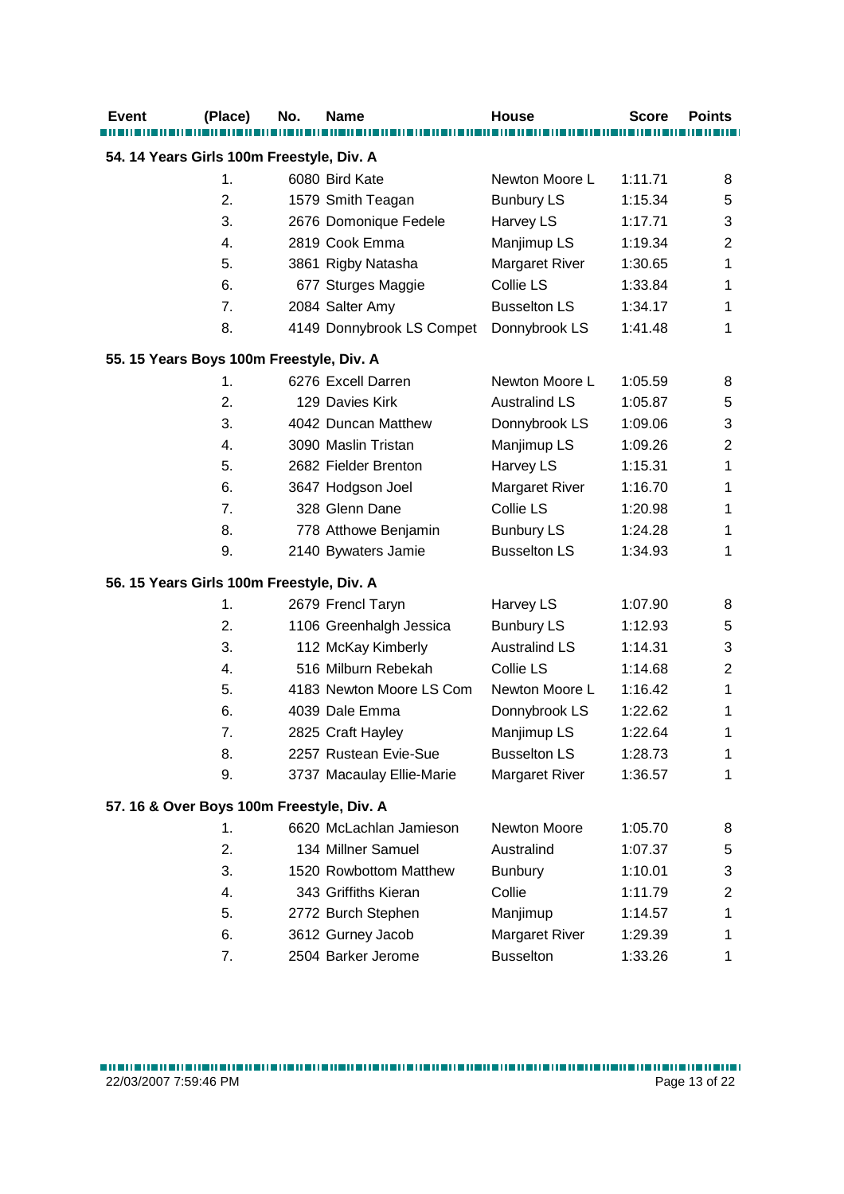| Event | (Place) | No. | Name | House | Score | Points |
|---|---|---|---|---|---|---|
| **54. 14 Years Girls 100m Freestyle, Div. A** | | | | | | |
| | 1. | 6080 | Bird Kate | Newton Moore L | 1:11.71 | 8 |
| | 2. | 1579 | Smith Teagan | Bunbury LS | 1:15.34 | 5 |
| | 3. | 2676 | Domonique Fedele | Harvey LS | 1:17.71 | 3 |
| | 4. | 2819 | Cook Emma | Manjimup LS | 1:19.34 | 2 |
| | 5. | 3861 | Rigby Natasha | Margaret River | 1:30.65 | 1 |
| | 6. | 677 | Sturges Maggie | Collie LS | 1:33.84 | 1 |
| | 7. | 2084 | Salter Amy | Busselton LS | 1:34.17 | 1 |
| | 8. | 4149 | Donnybrook LS Compet | Donnybrook LS | 1:41.48 | 1 |
| **55. 15 Years Boys 100m Freestyle, Div. A** | | | | | | |
| | 1. | 6276 | Excell Darren | Newton Moore L | 1:05.59 | 8 |
| | 2. | 129 | Davies Kirk | Australind LS | 1:05.87 | 5 |
| | 3. | 4042 | Duncan Matthew | Donnybrook LS | 1:09.06 | 3 |
| | 4. | 3090 | Maslin Tristan | Manjimup LS | 1:09.26 | 2 |
| | 5. | 2682 | Fielder Brenton | Harvey LS | 1:15.31 | 1 |
| | 6. | 3647 | Hodgson Joel | Margaret River | 1:16.70 | 1 |
| | 7. | 328 | Glenn Dane | Collie LS | 1:20.98 | 1 |
| | 8. | 778 | Atthowe Benjamin | Bunbury LS | 1:24.28 | 1 |
| | 9. | 2140 | Bywaters Jamie | Busselton LS | 1:34.93 | 1 |
| **56. 15 Years Girls 100m Freestyle, Div. A** | | | | | | |
| | 1. | 2679 | Frencl Taryn | Harvey LS | 1:07.90 | 8 |
| | 2. | 1106 | Greenhalgh Jessica | Bunbury LS | 1:12.93 | 5 |
| | 3. | 112 | McKay Kimberly | Australind LS | 1:14.31 | 3 |
| | 4. | 516 | Milburn Rebekah | Collie LS | 1:14.68 | 2 |
| | 5. | 4183 | Newton Moore LS Com | Newton Moore L | 1:16.42 | 1 |
| | 6. | 4039 | Dale Emma | Donnybrook LS | 1:22.62 | 1 |
| | 7. | 2825 | Craft Hayley | Manjimup LS | 1:22.64 | 1 |
| | 8. | 2257 | Rustean Evie-Sue | Busselton LS | 1:28.73 | 1 |
| | 9. | 3737 | Macaulay Ellie-Marie | Margaret River | 1:36.57 | 1 |
| **57. 16 & Over Boys 100m Freestyle, Div. A** | | | | | | |
| | 1. | 6620 | McLachlan Jamieson | Newton Moore | 1:05.70 | 8 |
| | 2. | 134 | Millner Samuel | Australind | 1:07.37 | 5 |
| | 3. | 1520 | Rowbottom Matthew | Bunbury | 1:10.01 | 3 |
| | 4. | 343 | Griffiths Kieran | Collie | 1:11.79 | 2 |
| | 5. | 2772 | Burch Stephen | Manjimup | 1:14.57 | 1 |
| | 6. | 3612 | Gurney Jacob | Margaret River | 1:29.39 | 1 |
| | 7. | 2504 | Barker Jerome | Busselton | 1:33.26 | 1 |

22/03/2007 7:59:46 PM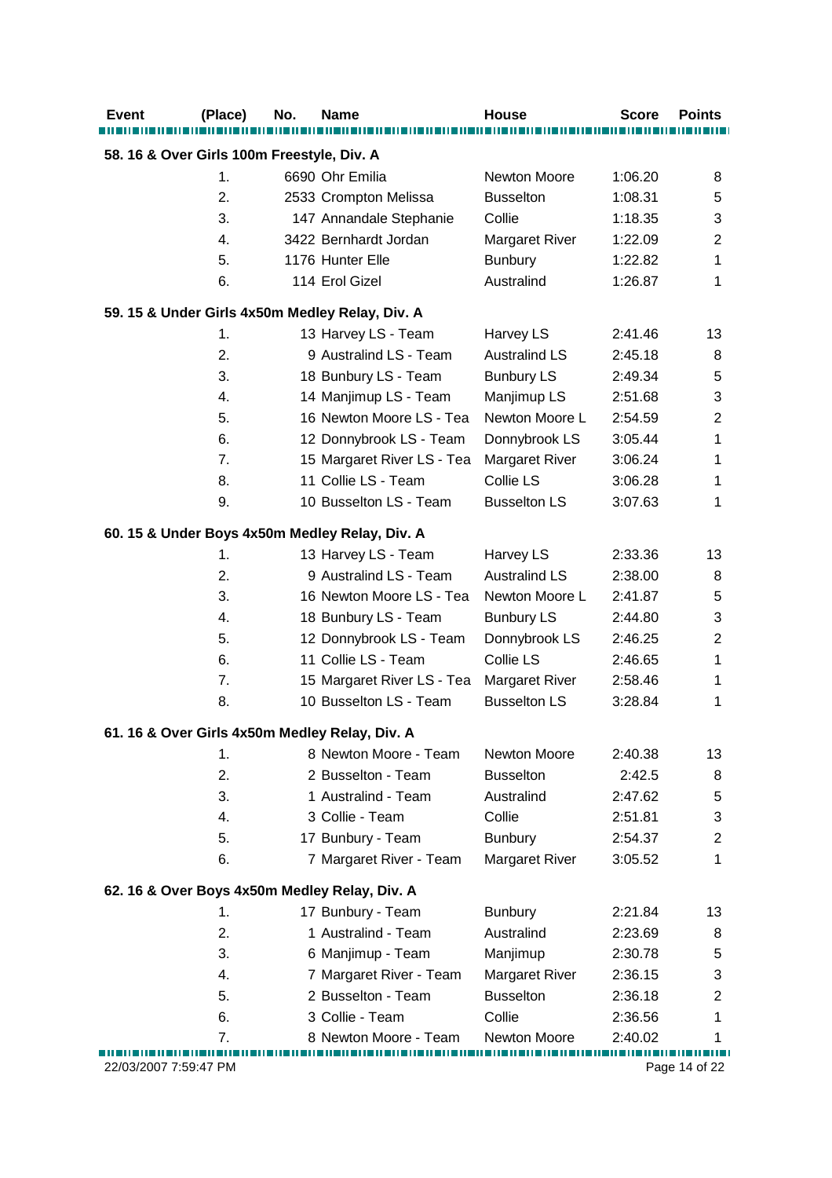| Event | (Place) | No. | Name | House | Score | Points |
|---|---|---|---|---|---|---|
| **58. 16 & Over Girls 100m Freestyle, Div. A** | | | | | | |
| | 1. | 6690 | Ohr Emilia | Newton Moore | 1:06.20 | 8 |
| | 2. | 2533 | Crompton Melissa | Busselton | 1:08.31 | 5 |
| | 3. | 147 | Annandale Stephanie | Collie | 1:18.35 | 3 |
| | 4. | 3422 | Bernhardt Jordan | Margaret River | 1:22.09 | 2 |
| | 5. | 1176 | Hunter Elle | Bunbury | 1:22.82 | 1 |
| | 6. | 114 | Erol Gizel | Australind | 1:26.87 | 1 |
| **59. 15 & Under Girls 4x50m Medley Relay, Div. A** | | | | | | |
| | 1. | 13 | Harvey LS - Team | Harvey LS | 2:41.46 | 13 |
| | 2. | 9 | Australind LS - Team | Australind LS | 2:45.18 | 8 |
| | 3. | 18 | Bunbury LS - Team | Bunbury LS | 2:49.34 | 5 |
| | 4. | 14 | Manjimup LS - Team | Manjimup LS | 2:51.68 | 3 |
| | 5. | 16 | Newton Moore LS - Tea | Newton Moore L | 2:54.59 | 2 |
| | 6. | 12 | Donnybrook LS - Team | Donnybrook LS | 3:05.44 | 1 |
| | 7. | 15 | Margaret River LS - Tea | Margaret River | 3:06.24 | 1 |
| | 8. | 11 | Collie LS - Team | Collie LS | 3:06.28 | 1 |
| | 9. | 10 | Busselton LS - Team | Busselton LS | 3:07.63 | 1 |
| **60. 15 & Under Boys 4x50m Medley Relay, Div. A** | | | | | | |
| | 1. | 13 | Harvey LS - Team | Harvey LS | 2:33.36 | 13 |
| | 2. | 9 | Australind LS - Team | Australind LS | 2:38.00 | 8 |
| | 3. | 16 | Newton Moore LS - Tea | Newton Moore L | 2:41.87 | 5 |
| | 4. | 18 | Bunbury LS - Team | Bunbury LS | 2:44.80 | 3 |
| | 5. | 12 | Donnybrook LS - Team | Donnybrook LS | 2:46.25 | 2 |
| | 6. | 11 | Collie LS - Team | Collie LS | 2:46.65 | 1 |
| | 7. | 15 | Margaret River LS - Tea | Margaret River | 2:58.46 | 1 |
| | 8. | 10 | Busselton LS - Team | Busselton LS | 3:28.84 | 1 |
| **61. 16 & Over Girls 4x50m Medley Relay, Div. A** | | | | | | |
| | 1. | 8 | Newton Moore - Team | Newton Moore | 2:40.38 | 13 |
| | 2. | 2 | Busselton - Team | Busselton | 2:42.5 | 8 |
| | 3. | 1 | Australind - Team | Australind | 2:47.62 | 5 |
| | 4. | 3 | Collie - Team | Collie | 2:51.81 | 3 |
| | 5. | 17 | Bunbury - Team | Bunbury | 2:54.37 | 2 |
| | 6. | 7 | Margaret River - Team | Margaret River | 3:05.52 | 1 |
| **62. 16 & Over Boys 4x50m Medley Relay, Div. A** | | | | | | |
| | 1. | 17 | Bunbury - Team | Bunbury | 2:21.84 | 13 |
| | 2. | 1 | Australind - Team | Australind | 2:23.69 | 8 |
| | 3. | 6 | Manjimup - Team | Manjimup | 2:30.78 | 5 |
| | 4. | 7 | Margaret River - Team | Margaret River | 2:36.15 | 3 |
| | 5. | 2 | Busselton - Team | Busselton | 2:36.18 | 2 |
| | 6. | 3 | Collie - Team | Collie | 2:36.56 | 1 |
| | 7. | 8 | Newton Moore - Team | Newton Moore | 2:40.02 | 1 |

22/03/2007 7:59:47 PM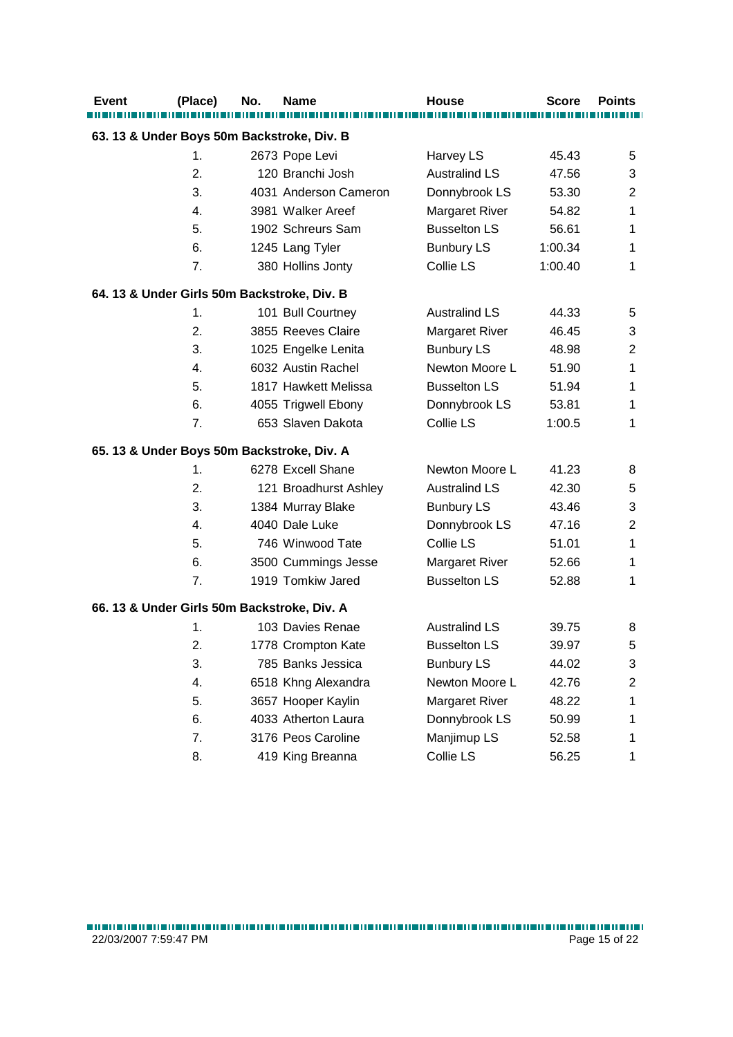| Event | (Place) | No. | Name | House | Score | Points |
|---|---|---|---|---|---|---|
| **63. 13 & Under Boys 50m Backstroke, Div. B** | | | | | | |
| | 1. | 2673 | Pope Levi | Harvey LS | 45.43 | 5 |
| | 2. | 120 | Branchi Josh | Australind LS | 47.56 | 3 |
| | 3. | 4031 | Anderson Cameron | Donnybrook LS | 53.30 | 2 |
| | 4. | 3981 | Walker Areef | Margaret River | 54.82 | 1 |
| | 5. | 1902 | Schreurs Sam | Busselton LS | 56.61 | 1 |
| | 6. | 1245 | Lang Tyler | Bunbury LS | 1:00.34 | 1 |
| | 7. | 380 | Hollins Jonty | Collie LS | 1:00.40 | 1 |
| **64. 13 & Under Girls 50m Backstroke, Div. B** | | | | | | |
| | 1. | 101 | Bull Courtney | Australind LS | 44.33 | 5 |
| | 2. | 3855 | Reeves Claire | Margaret River | 46.45 | 3 |
| | 3. | 1025 | Engelke Lenita | Bunbury LS | 48.98 | 2 |
| | 4. | 6032 | Austin Rachel | Newton Moore L | 51.90 | 1 |
| | 5. | 1817 | Hawkett Melissa | Busselton LS | 51.94 | 1 |
| | 6. | 4055 | Trigwell Ebony | Donnybrook LS | 53.81 | 1 |
| | 7. | 653 | Slaven Dakota | Collie LS | 1:00.5 | 1 |
| **65. 13 & Under Boys 50m Backstroke, Div. A** | | | | | | |
| | 1. | 6278 | Excell Shane | Newton Moore L | 41.23 | 8 |
| | 2. | 121 | Broadhurst Ashley | Australind LS | 42.30 | 5 |
| | 3. | 1384 | Murray Blake | Bunbury LS | 43.46 | 3 |
| | 4. | 4040 | Dale Luke | Donnybrook LS | 47.16 | 2 |
| | 5. | 746 | Winwood Tate | Collie LS | 51.01 | 1 |
| | 6. | 3500 | Cummings Jesse | Margaret River | 52.66 | 1 |
| | 7. | 1919 | Tomkiw Jared | Busselton LS | 52.88 | 1 |
| **66. 13 & Under Girls 50m Backstroke, Div. A** | | | | | | |
| | 1. | 103 | Davies Renae | Australind LS | 39.75 | 8 |
| | 2. | 1778 | Crompton Kate | Busselton LS | 39.97 | 5 |
| | 3. | 785 | Banks Jessica | Bunbury LS | 44.02 | 3 |
| | 4. | 6518 | Khng Alexandra | Newton Moore L | 42.76 | 2 |
| | 5. | 3657 | Hooper Kaylin | Margaret River | 48.22 | 1 |
| | 6. | 4033 | Atherton Laura | Donnybrook LS | 50.99 | 1 |
| | 7. | 3176 | Peos Caroline | Manjimup LS | 52.58 | 1 |
| | 8. | 419 | King Breanna | Collie LS | 56.25 | 1 |

22/03/2007 7:59:47 PM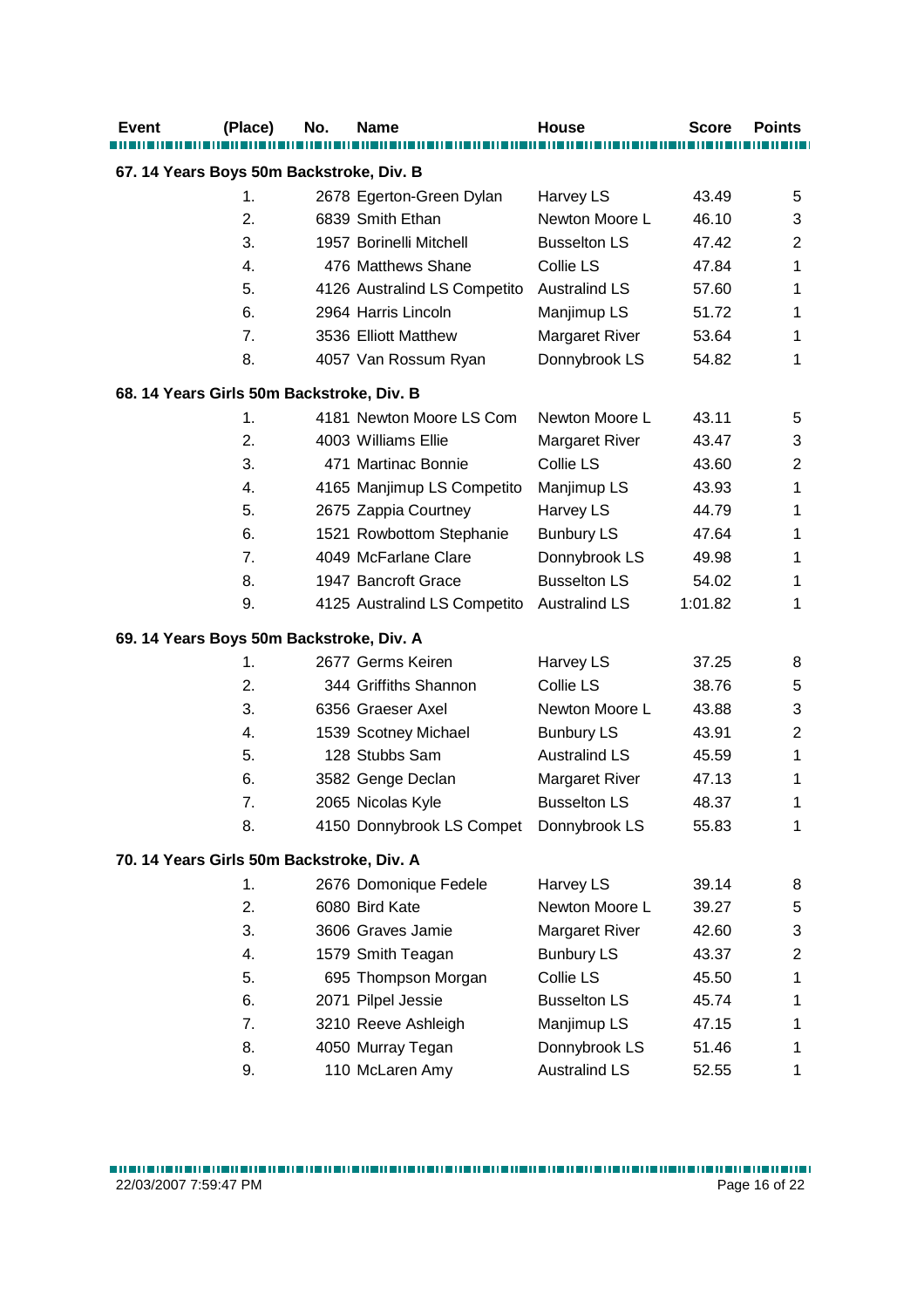| Event | (Place) | No. | Name | House | Score | Points |
|---|---|---|---|---|---|---|
| **67. 14 Years Boys 50m Backstroke, Div. B** | | | | | | |
| | 1. | 2678 | Egerton-Green Dylan | Harvey LS | 43.49 | 5 |
| | 2. | 6839 | Smith Ethan | Newton Moore L | 46.10 | 3 |
| | 3. | 1957 | Borinelli Mitchell | Busselton LS | 47.42 | 2 |
| | 4. | 476 | Matthews Shane | Collie LS | 47.84 | 1 |
| | 5. | 4126 | Australind LS Competito | Australind LS | 57.60 | 1 |
| | 6. | 2964 | Harris Lincoln | Manjimup LS | 51.72 | 1 |
| | 7. | 3536 | Elliott Matthew | Margaret River | 53.64 | 1 |
| | 8. | 4057 | Van Rossum Ryan | Donnybrook LS | 54.82 | 1 |
| **68. 14 Years Girls 50m Backstroke, Div. B** | | | | | | |
| | 1. | 4181 | Newton Moore LS Com | Newton Moore L | 43.11 | 5 |
| | 2. | 4003 | Williams Ellie | Margaret River | 43.47 | 3 |
| | 3. | 471 | Martinac Bonnie | Collie LS | 43.60 | 2 |
| | 4. | 4165 | Manjimup LS Competito | Manjimup LS | 43.93 | 1 |
| | 5. | 2675 | Zappia Courtney | Harvey LS | 44.79 | 1 |
| | 6. | 1521 | Rowbottom Stephanie | Bunbury LS | 47.64 | 1 |
| | 7. | 4049 | McFarlane Clare | Donnybrook LS | 49.98 | 1 |
| | 8. | 1947 | Bancroft Grace | Busselton LS | 54.02 | 1 |
| | 9. | 4125 | Australind LS Competito | Australind LS | 1:01.82 | 1 |
| **69. 14 Years Boys 50m Backstroke, Div. A** | | | | | | |
| | 1. | 2677 | Germs Keiren | Harvey LS | 37.25 | 8 |
| | 2. | 344 | Griffiths Shannon | Collie LS | 38.76 | 5 |
| | 3. | 6356 | Graeser Axel | Newton Moore L | 43.88 | 3 |
| | 4. | 1539 | Scotney Michael | Bunbury LS | 43.91 | 2 |
| | 5. | 128 | Stubbs Sam | Australind LS | 45.59 | 1 |
| | 6. | 3582 | Genge Declan | Margaret River | 47.13 | 1 |
| | 7. | 2065 | Nicolas Kyle | Busselton LS | 48.37 | 1 |
| | 8. | 4150 | Donnybrook LS Compet | Donnybrook LS | 55.83 | 1 |
| **70. 14 Years Girls 50m Backstroke, Div. A** | | | | | | |
| | 1. | 2676 | Domonique Fedele | Harvey LS | 39.14 | 8 |
| | 2. | 6080 | Bird Kate | Newton Moore L | 39.27 | 5 |
| | 3. | 3606 | Graves Jamie | Margaret River | 42.60 | 3 |
| | 4. | 1579 | Smith Teagan | Bunbury LS | 43.37 | 2 |
| | 5. | 695 | Thompson Morgan | Collie LS | 45.50 | 1 |
| | 6. | 2071 | Pilpel Jessie | Busselton LS | 45.74 | 1 |
| | 7. | 3210 | Reeve Ashleigh | Manjimup LS | 47.15 | 1 |
| | 8. | 4050 | Murray Tegan | Donnybrook LS | 51.46 | 1 |
| | 9. | 110 | McLaren Amy | Australind LS | 52.55 | 1 |

22/03/2007 7:59:47 PM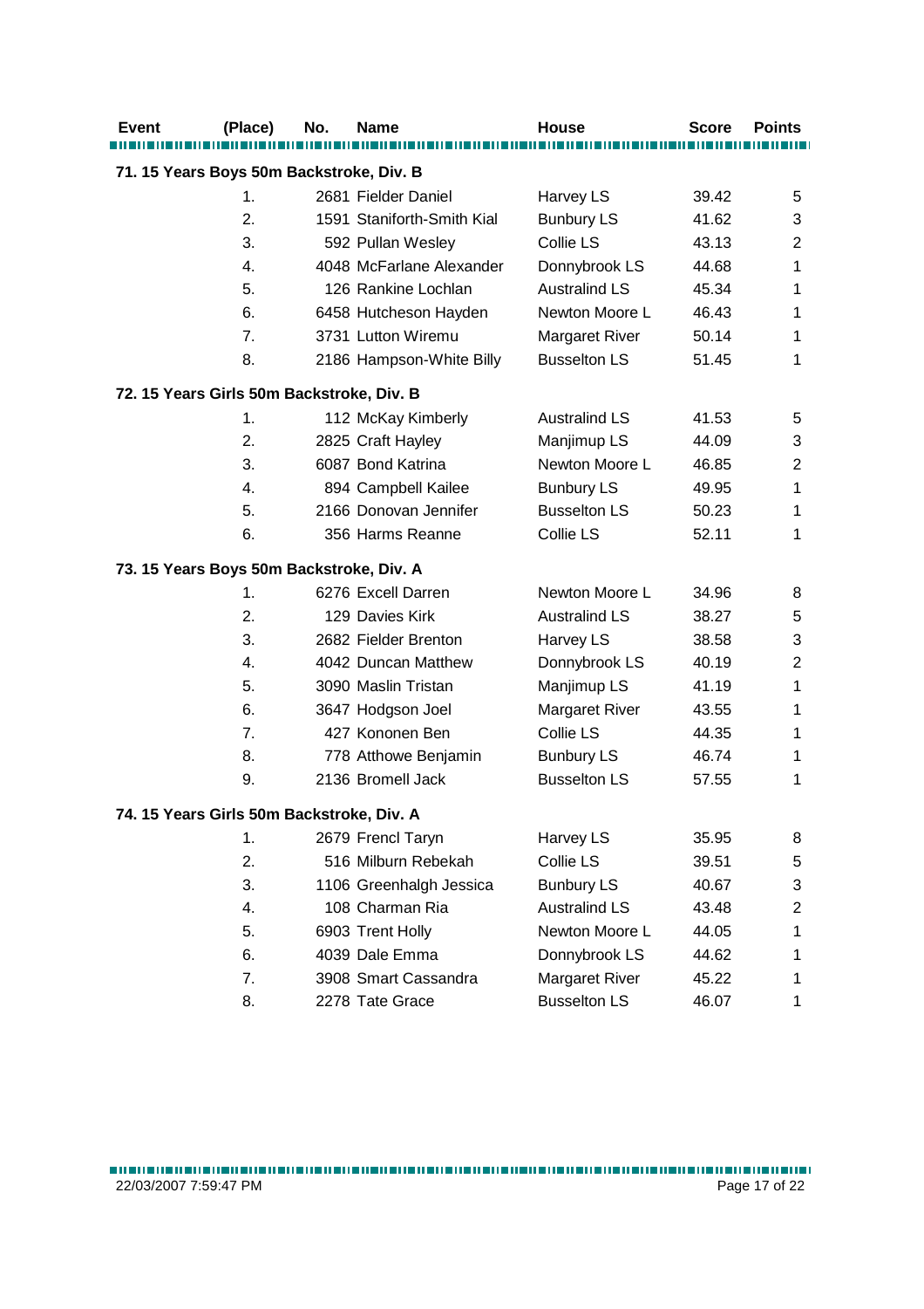| Event | (Place) | No. | Name | House | Score | Points |
|---|---|---|---|---|---|---|
| **71. 15 Years Boys 50m Backstroke, Div. B** | | | | | | |
| | 1. | 2681 | Fielder Daniel | Harvey LS | 39.42 | 5 |
| | 2. | 1591 | Staniforth-Smith Kial | Bunbury LS | 41.62 | 3 |
| | 3. | 592 | Pullan Wesley | Collie LS | 43.13 | 2 |
| | 4. | 4048 | McFarlane Alexander | Donnybrook LS | 44.68 | 1 |
| | 5. | 126 | Rankine Lochlan | Australind LS | 45.34 | 1 |
| | 6. | 6458 | Hutcheson Hayden | Newton Moore L | 46.43 | 1 |
| | 7. | 3731 | Lutton Wiremu | Margaret River | 50.14 | 1 |
| | 8. | 2186 | Hampson-White Billy | Busselton LS | 51.45 | 1 |
| **72. 15 Years Girls 50m Backstroke, Div. B** | | | | | | |
| | 1. | 112 | McKay Kimberly | Australind LS | 41.53 | 5 |
| | 2. | 2825 | Craft Hayley | Manjimup LS | 44.09 | 3 |
| | 3. | 6087 | Bond Katrina | Newton Moore L | 46.85 | 2 |
| | 4. | 894 | Campbell Kailee | Bunbury LS | 49.95 | 1 |
| | 5. | 2166 | Donovan Jennifer | Busselton LS | 50.23 | 1 |
| | 6. | 356 | Harms Reanne | Collie LS | 52.11 | 1 |
| **73. 15 Years Boys 50m Backstroke, Div. A** | | | | | | |
| | 1. | 6276 | Excell Darren | Newton Moore L | 34.96 | 8 |
| | 2. | 129 | Davies Kirk | Australind LS | 38.27 | 5 |
| | 3. | 2682 | Fielder Brenton | Harvey LS | 38.58 | 3 |
| | 4. | 4042 | Duncan Matthew | Donnybrook LS | 40.19 | 2 |
| | 5. | 3090 | Maslin Tristan | Manjimup LS | 41.19 | 1 |
| | 6. | 3647 | Hodgson Joel | Margaret River | 43.55 | 1 |
| | 7. | 427 | Kononen Ben | Collie LS | 44.35 | 1 |
| | 8. | 778 | Atthowe Benjamin | Bunbury LS | 46.74 | 1 |
| | 9. | 2136 | Bromell Jack | Busselton LS | 57.55 | 1 |
| **74. 15 Years Girls 50m Backstroke, Div. A** | | | | | | |
| | 1. | 2679 | Frencl Taryn | Harvey LS | 35.95 | 8 |
| | 2. | 516 | Milburn Rebekah | Collie LS | 39.51 | 5 |
| | 3. | 1106 | Greenhalgh Jessica | Bunbury LS | 40.67 | 3 |
| | 4. | 108 | Charman Ria | Australind LS | 43.48 | 2 |
| | 5. | 6903 | Trent Holly | Newton Moore L | 44.05 | 1 |
| | 6. | 4039 | Dale Emma | Donnybrook LS | 44.62 | 1 |
| | 7. | 3908 | Smart Cassandra | Margaret River | 45.22 | 1 |
| | 8. | 2278 | Tate Grace | Busselton LS | 46.07 | 1 |

22/03/2007 7:59:47 PM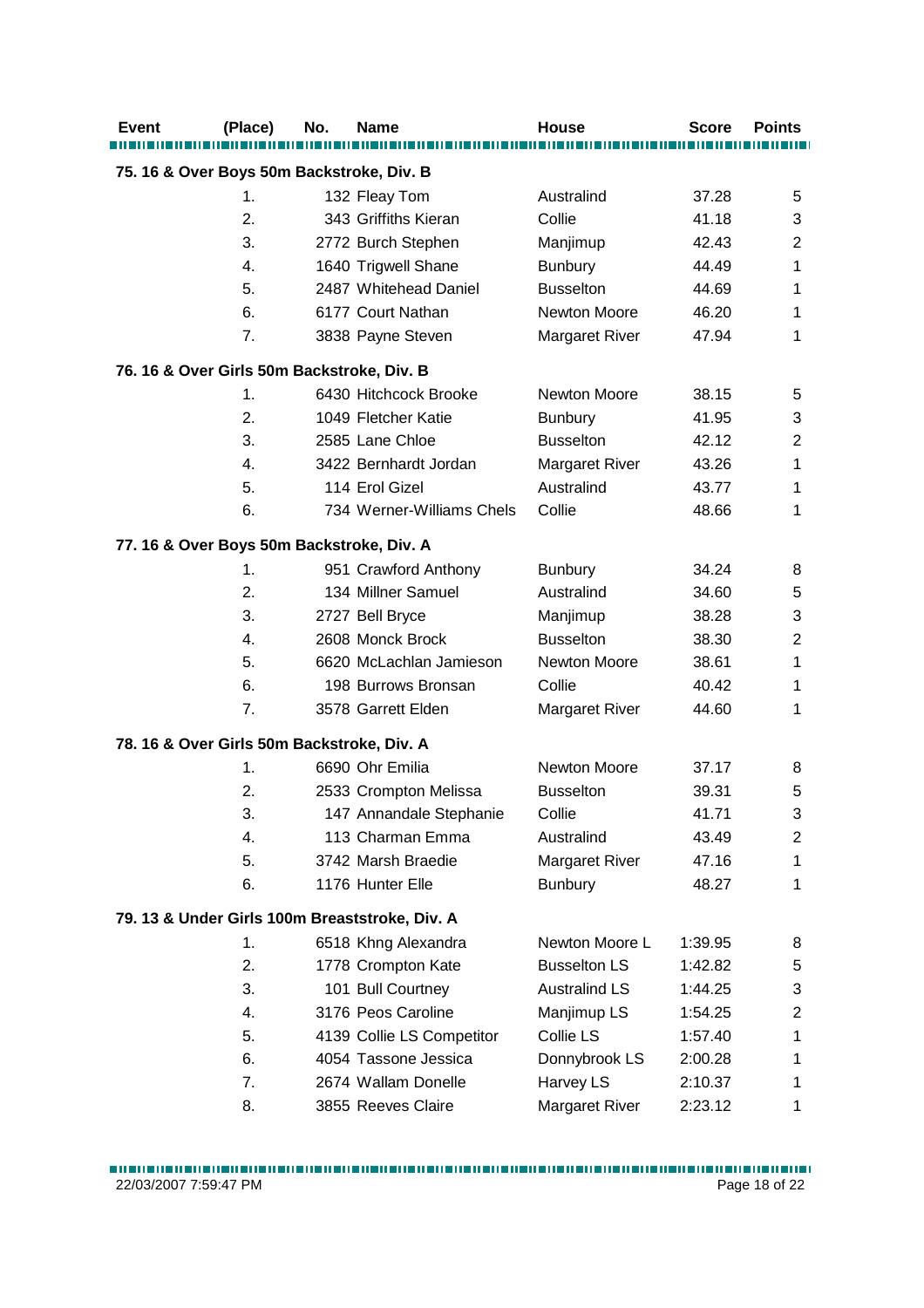| Event | (Place) | No. | Name | House | Score | Points |
|---|---|---|---|---|---|---|
| **75. 16 & Over Boys 50m Backstroke, Div. B** | | | | | | |
| | 1. | 132 | Fleay Tom | Australind | 37.28 | 5 |
| | 2. | 343 | Griffiths Kieran | Collie | 41.18 | 3 |
| | 3. | 2772 | Burch Stephen | Manjimup | 42.43 | 2 |
| | 4. | 1640 | Trigwell Shane | Bunbury | 44.49 | 1 |
| | 5. | 2487 | Whitehead Daniel | Busselton | 44.69 | 1 |
| | 6. | 6177 | Court Nathan | Newton Moore | 46.20 | 1 |
| | 7. | 3838 | Payne Steven | Margaret River | 47.94 | 1 |
| **76. 16 & Over Girls 50m Backstroke, Div. B** | | | | | | |
| | 1. | 6430 | Hitchcock Brooke | Newton Moore | 38.15 | 5 |
| | 2. | 1049 | Fletcher Katie | Bunbury | 41.95 | 3 |
| | 3. | 2585 | Lane Chloe | Busselton | 42.12 | 2 |
| | 4. | 3422 | Bernhardt Jordan | Margaret River | 43.26 | 1 |
| | 5. | 114 | Erol Gizel | Australind | 43.77 | 1 |
| | 6. | 734 | Werner-Williams Chels | Collie | 48.66 | 1 |
| **77. 16 & Over Boys 50m Backstroke, Div. A** | | | | | | |
| | 1. | 951 | Crawford Anthony | Bunbury | 34.24 | 8 |
| | 2. | 134 | Millner Samuel | Australind | 34.60 | 5 |
| | 3. | 2727 | Bell Bryce | Manjimup | 38.28 | 3 |
| | 4. | 2608 | Monck Brock | Busselton | 38.30 | 2 |
| | 5. | 6620 | McLachlan Jamieson | Newton Moore | 38.61 | 1 |
| | 6. | 198 | Burrows Bronsan | Collie | 40.42 | 1 |
| | 7. | 3578 | Garrett Elden | Margaret River | 44.60 | 1 |
| **78. 16 & Over Girls 50m Backstroke, Div. A** | | | | | | |
| | 1. | 6690 | Ohr Emilia | Newton Moore | 37.17 | 8 |
| | 2. | 2533 | Crompton Melissa | Busselton | 39.31 | 5 |
| | 3. | 147 | Annandale Stephanie | Collie | 41.71 | 3 |
| | 4. | 113 | Charman Emma | Australind | 43.49 | 2 |
| | 5. | 3742 | Marsh Braedie | Margaret River | 47.16 | 1 |
| | 6. | 1176 | Hunter Elle | Bunbury | 48.27 | 1 |
| **79. 13 & Under Girls 100m Breaststroke, Div. A** | | | | | | |
| | 1. | 6518 | Khng Alexandra | Newton Moore L | 1:39.95 | 8 |
| | 2. | 1778 | Crompton Kate | Busselton LS | 1:42.82 | 5 |
| | 3. | 101 | Bull Courtney | Australind LS | 1:44.25 | 3 |
| | 4. | 3176 | Peos Caroline | Manjimup LS | 1:54.25 | 2 |
| | 5. | 4139 | Collie LS Competitor | Collie LS | 1:57.40 | 1 |
| | 6. | 4054 | Tassone Jessica | Donnybrook LS | 2:00.28 | 1 |
| | 7. | 2674 | Wallam Donelle | Harvey LS | 2:10.37 | 1 |
| | 8. | 3855 | Reeves Claire | Margaret River | 2:23.12 | 1 |

22/03/2007 7:59:47 PM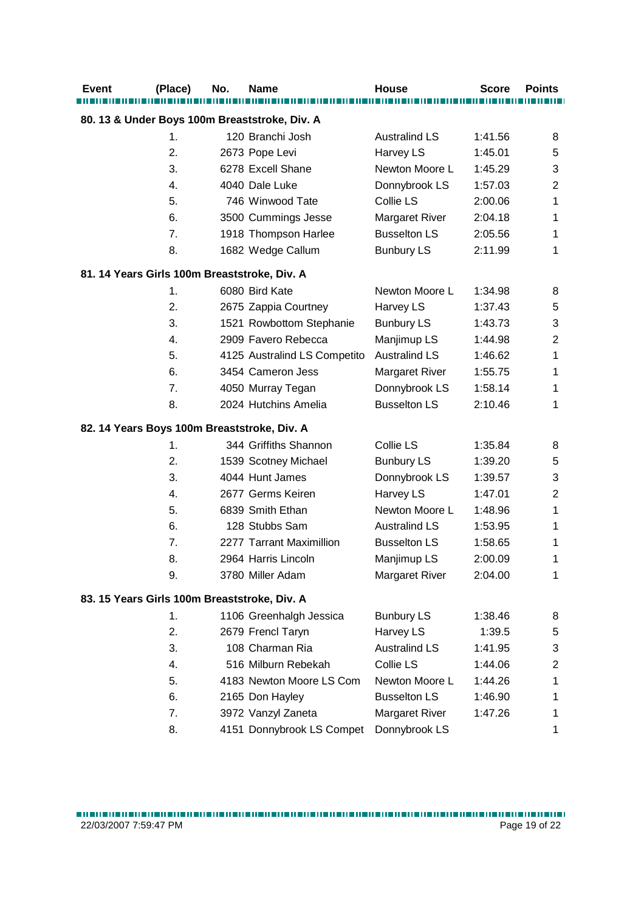| Event | (Place) | No. | Name | House | Score | Points |
|---|---|---|---|---|---|---|
| **80. 13 & Under Boys 100m Breaststroke, Div. A** | | | | | | |
| | 1. | 120 | Branchi Josh | Australind LS | 1:41.56 | 8 |
| | 2. | 2673 | Pope Levi | Harvey LS | 1:45.01 | 5 |
| | 3. | 6278 | Excell Shane | Newton Moore L | 1:45.29 | 3 |
| | 4. | 4040 | Dale Luke | Donnybrook LS | 1:57.03 | 2 |
| | 5. | 746 | Winwood Tate | Collie LS | 2:00.06 | 1 |
| | 6. | 3500 | Cummings Jesse | Margaret River | 2:04.18 | 1 |
| | 7. | 1918 | Thompson Harlee | Busselton LS | 2:05.56 | 1 |
| | 8. | 1682 | Wedge Callum | Bunbury LS | 2:11.99 | 1 |
| **81. 14 Years Girls 100m Breaststroke, Div. A** | | | | | | |
| | 1. | 6080 | Bird Kate | Newton Moore L | 1:34.98 | 8 |
| | 2. | 2675 | Zappia Courtney | Harvey LS | 1:37.43 | 5 |
| | 3. | 1521 | Rowbottom Stephanie | Bunbury LS | 1:43.73 | 3 |
| | 4. | 2909 | Favero Rebecca | Manjimup LS | 1:44.98 | 2 |
| | 5. | 4125 | Australind LS Competito | Australind LS | 1:46.62 | 1 |
| | 6. | 3454 | Cameron Jess | Margaret River | 1:55.75 | 1 |
| | 7. | 4050 | Murray Tegan | Donnybrook LS | 1:58.14 | 1 |
| | 8. | 2024 | Hutchins Amelia | Busselton LS | 2:10.46 | 1 |
| **82. 14 Years Boys 100m Breaststroke, Div. A** | | | | | | |
| | 1. | 344 | Griffiths Shannon | Collie LS | 1:35.84 | 8 |
| | 2. | 1539 | Scotney Michael | Bunbury LS | 1:39.20 | 5 |
| | 3. | 4044 | Hunt James | Donnybrook LS | 1:39.57 | 3 |
| | 4. | 2677 | Germs Keiren | Harvey LS | 1:47.01 | 2 |
| | 5. | 6839 | Smith Ethan | Newton Moore L | 1:48.96 | 1 |
| | 6. | 128 | Stubbs Sam | Australind LS | 1:53.95 | 1 |
| | 7. | 2277 | Tarrant Maximillion | Busselton LS | 1:58.65 | 1 |
| | 8. | 2964 | Harris Lincoln | Manjimup LS | 2:00.09 | 1 |
| | 9. | 3780 | Miller Adam | Margaret River | 2:04.00 | 1 |
| **83. 15 Years Girls 100m Breaststroke, Div. A** | | | | | | |
| | 1. | 1106 | Greenhalgh Jessica | Bunbury LS | 1:38.46 | 8 |
| | 2. | 2679 | Frencl Taryn | Harvey LS | 1:39.5 | 5 |
| | 3. | 108 | Charman Ria | Australind LS | 1:41.95 | 3 |
| | 4. | 516 | Milburn Rebekah | Collie LS | 1:44.06 | 2 |
| | 5. | 4183 | Newton Moore LS Com | Newton Moore L | 1:44.26 | 1 |
| | 6. | 2165 | Don Hayley | Busselton LS | 1:46.90 | 1 |
| | 7. | 3972 | Vanzyl Zaneta | Margaret River | 1:47.26 | 1 |
| | 8. | 4151 | Donnybrook LS Compet | Donnybrook LS | | 1 |

22/03/2007 7:59:47 PM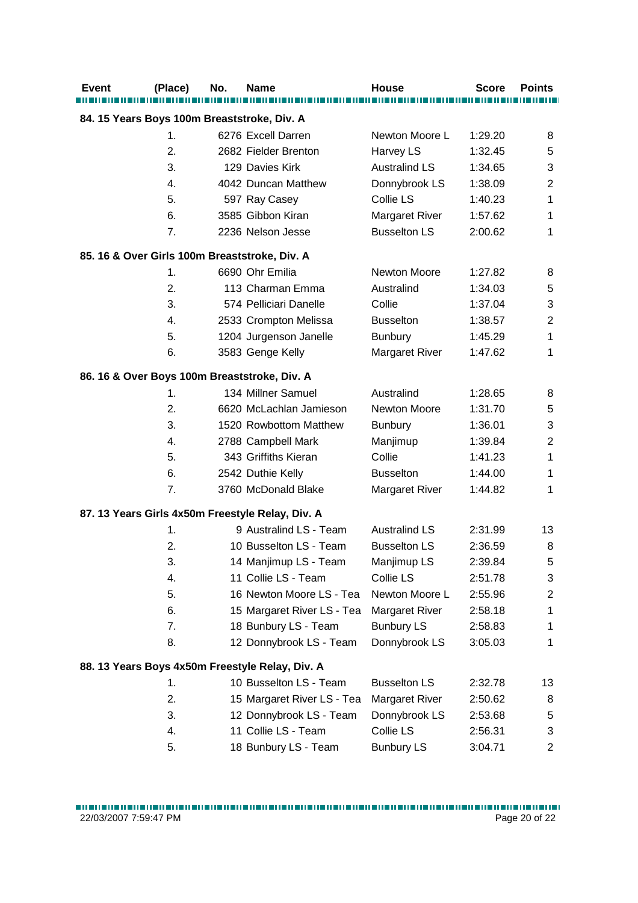| Event | (Place) | No. | Name | House | Score | Points |
|---|---|---|---|---|---|---|
| **84. 15 Years Boys 100m Breaststroke, Div. A** | | | | | | |
| | 1. | 6276 | Excell Darren | Newton Moore L | 1:29.20 | 8 |
| | 2. | 2682 | Fielder Brenton | Harvey LS | 1:32.45 | 5 |
| | 3. | 129 | Davies Kirk | Australind LS | 1:34.65 | 3 |
| | 4. | 4042 | Duncan Matthew | Donnybrook LS | 1:38.09 | 2 |
| | 5. | 597 | Ray Casey | Collie LS | 1:40.23 | 1 |
| | 6. | 3585 | Gibbon Kiran | Margaret River | 1:57.62 | 1 |
| | 7. | 2236 | Nelson Jesse | Busselton LS | 2:00.62 | 1 |
| **85. 16 & Over Girls 100m Breaststroke, Div. A** | | | | | | |
| | 1. | 6690 | Ohr Emilia | Newton Moore | 1:27.82 | 8 |
| | 2. | 113 | Charman Emma | Australind | 1:34.03 | 5 |
| | 3. | 574 | Pelliciari Danelle | Collie | 1:37.04 | 3 |
| | 4. | 2533 | Crompton Melissa | Busselton | 1:38.57 | 2 |
| | 5. | 1204 | Jurgenson Janelle | Bunbury | 1:45.29 | 1 |
| | 6. | 3583 | Genge Kelly | Margaret River | 1:47.62 | 1 |
| **86. 16 & Over Boys 100m Breaststroke, Div. A** | | | | | | |
| | 1. | 134 | Millner Samuel | Australind | 1:28.65 | 8 |
| | 2. | 6620 | McLachlan Jamieson | Newton Moore | 1:31.70 | 5 |
| | 3. | 1520 | Rowbottom Matthew | Bunbury | 1:36.01 | 3 |
| | 4. | 2788 | Campbell Mark | Manjimup | 1:39.84 | 2 |
| | 5. | 343 | Griffiths Kieran | Collie | 1:41.23 | 1 |
| | 6. | 2542 | Duthie Kelly | Busselton | 1:44.00 | 1 |
| | 7. | 3760 | McDonald Blake | Margaret River | 1:44.82 | 1 |
| **87. 13 Years Girls 4x50m Freestyle Relay, Div. A** | | | | | | |
| | 1. | 9 | Australind LS - Team | Australind LS | 2:31.99 | 13 |
| | 2. | 10 | Busselton LS - Team | Busselton LS | 2:36.59 | 8 |
| | 3. | 14 | Manjimup LS - Team | Manjimup LS | 2:39.84 | 5 |
| | 4. | 11 | Collie LS - Team | Collie LS | 2:51.78 | 3 |
| | 5. | 16 | Newton Moore LS - Tea | Newton Moore L | 2:55.96 | 2 |
| | 6. | 15 | Margaret River LS - Tea | Margaret River | 2:58.18 | 1 |
| | 7. | 18 | Bunbury LS - Team | Bunbury LS | 2:58.83 | 1 |
| | 8. | 12 | Donnybrook LS - Team | Donnybrook LS | 3:05.03 | 1 |
| **88. 13 Years Boys 4x50m Freestyle Relay, Div. A** | | | | | | |
| | 1. | 10 | Busselton LS - Team | Busselton LS | 2:32.78 | 13 |
| | 2. | 15 | Margaret River LS - Tea | Margaret River | 2:50.62 | 8 |
| | 3. | 12 | Donnybrook LS - Team | Donnybrook LS | 2:53.68 | 5 |
| | 4. | 11 | Collie LS - Team | Collie LS | 2:56.31 | 3 |
| | 5. | 18 | Bunbury LS - Team | Bunbury LS | 3:04.71 | 2 |

22/03/2007 7:59:47 PM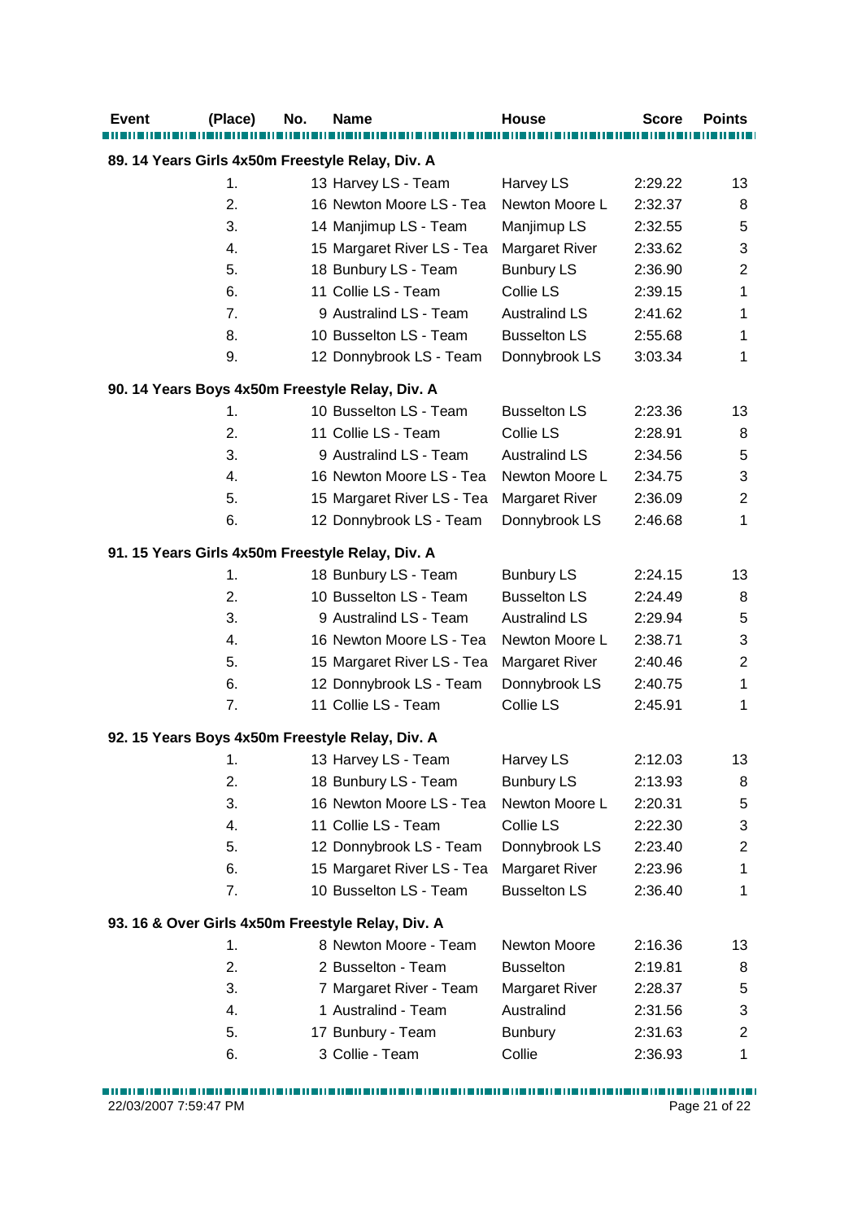| Event | (Place) | No. | Name | House | Score | Points |
|---|---|---|---|---|---|---|
| **89. 14 Years Girls 4x50m Freestyle Relay, Div. A** | | | | | | |
| | 1. | 13 | Harvey LS - Team | Harvey LS | 2:29.22 | 13 |
| | 2. | 16 | Newton Moore LS - Tea | Newton Moore L | 2:32.37 | 8 |
| | 3. | 14 | Manjimup LS - Team | Manjimup LS | 2:32.55 | 5 |
| | 4. | 15 | Margaret River LS - Tea | Margaret River | 2:33.62 | 3 |
| | 5. | 18 | Bunbury LS - Team | Bunbury LS | 2:36.90 | 2 |
| | 6. | 11 | Collie LS - Team | Collie LS | 2:39.15 | 1 |
| | 7. | 9 | Australind LS - Team | Australind LS | 2:41.62 | 1 |
| | 8. | 10 | Busselton LS - Team | Busselton LS | 2:55.68 | 1 |
| | 9. | 12 | Donnybrook LS - Team | Donnybrook LS | 3:03.34 | 1 |
| **90. 14 Years Boys 4x50m Freestyle Relay, Div. A** | | | | | | |
| | 1. | 10 | Busselton LS - Team | Busselton LS | 2:23.36 | 13 |
| | 2. | 11 | Collie LS - Team | Collie LS | 2:28.91 | 8 |
| | 3. | 9 | Australind LS - Team | Australind LS | 2:34.56 | 5 |
| | 4. | 16 | Newton Moore LS - Tea | Newton Moore L | 2:34.75 | 3 |
| | 5. | 15 | Margaret River LS - Tea | Margaret River | 2:36.09 | 2 |
| | 6. | 12 | Donnybrook LS - Team | Donnybrook LS | 2:46.68 | 1 |
| **91. 15 Years Girls 4x50m Freestyle Relay, Div. A** | | | | | | |
| | 1. | 18 | Bunbury LS - Team | Bunbury LS | 2:24.15 | 13 |
| | 2. | 10 | Busselton LS - Team | Busselton LS | 2:24.49 | 8 |
| | 3. | 9 | Australind LS - Team | Australind LS | 2:29.94 | 5 |
| | 4. | 16 | Newton Moore LS - Tea | Newton Moore L | 2:38.71 | 3 |
| | 5. | 15 | Margaret River LS - Tea | Margaret River | 2:40.46 | 2 |
| | 6. | 12 | Donnybrook LS - Team | Donnybrook LS | 2:40.75 | 1 |
| | 7. | 11 | Collie LS - Team | Collie LS | 2:45.91 | 1 |
| **92. 15 Years Boys 4x50m Freestyle Relay, Div. A** | | | | | | |
| | 1. | 13 | Harvey LS - Team | Harvey LS | 2:12.03 | 13 |
| | 2. | 18 | Bunbury LS - Team | Bunbury LS | 2:13.93 | 8 |
| | 3. | 16 | Newton Moore LS - Tea | Newton Moore L | 2:20.31 | 5 |
| | 4. | 11 | Collie LS - Team | Collie LS | 2:22.30 | 3 |
| | 5. | 12 | Donnybrook LS - Team | Donnybrook LS | 2:23.40 | 2 |
| | 6. | 15 | Margaret River LS - Tea | Margaret River | 2:23.96 | 1 |
| | 7. | 10 | Busselton LS - Team | Busselton LS | 2:36.40 | 1 |
| **93. 16 & Over Girls 4x50m Freestyle Relay, Div. A** | | | | | | |
| | 1. | 8 | Newton Moore - Team | Newton Moore | 2:16.36 | 13 |
| | 2. | 2 | Busselton - Team | Busselton | 2:19.81 | 8 |
| | 3. | 7 | Margaret River - Team | Margaret River | 2:28.37 | 5 |
| | 4. | 1 | Australind - Team | Australind | 2:31.56 | 3 |
| | 5. | 17 | Bunbury - Team | Bunbury | 2:31.63 | 2 |
| | 6. | 3 | Collie - Team | Collie | 2:36.93 | 1 |

22/03/2007 7:59:47 PM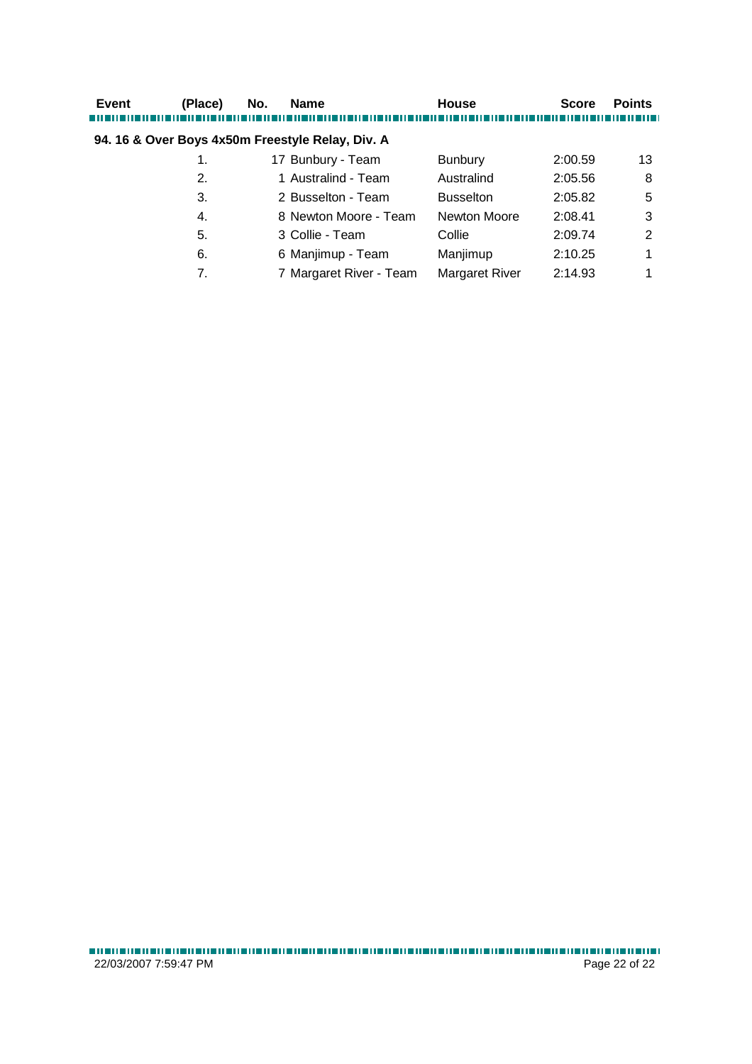| Event | (Place) | No. | Name | House | Score | Points |
|---|---|---|---|---|---|---|
| **94. 16 & Over Boys 4x50m Freestyle Relay, Div. A** | | | | | | |
| | 1. | 17 | Bunbury - Team | Bunbury | 2:00.59 | 13 |
| | 2. | 1 | Australind - Team | Australind | 2:05.56 | 8 |
| | 3. | 2 | Busselton - Team | Busselton | 2:05.82 | 5 |
| | 4. | 8 | Newton Moore - Team | Newton Moore | 2:08.41 | 3 |
| | 5. | 3 | Collie - Team | Collie | 2:09.74 | 2 |
| | 6. | 6 | Manjimup - Team | Manjimup | 2:10.25 | 1 |
| | 7. | 7 | Margaret River - Team | Margaret River | 2:14.93 | 1 |

22/03/2007 7:59:47 PM